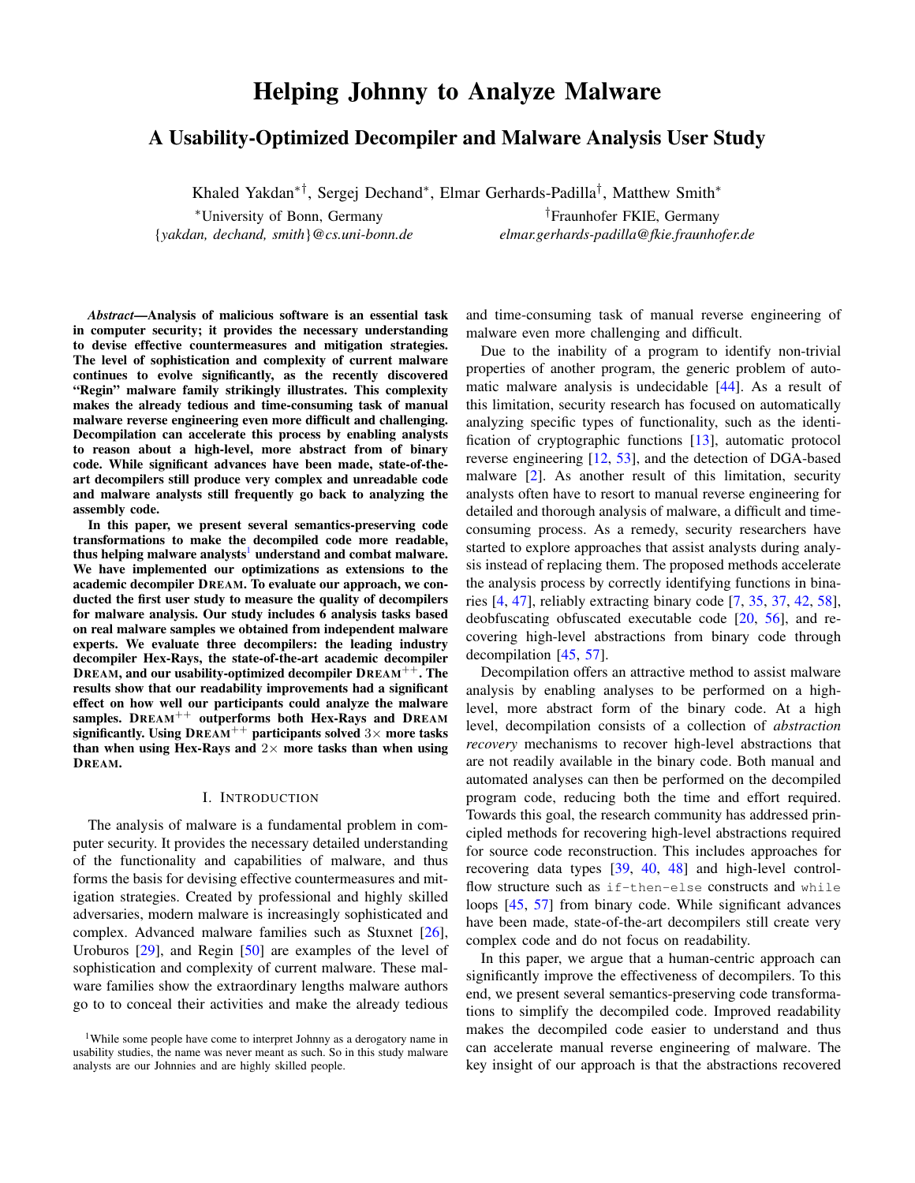# Helping Johnny to Analyze Malware

## A Usability-Optimized Decompiler and Malware Analysis User Study

Khaled Yakdan*†, Sergej Dechand*, Elmar Gerhards-Padilla†, Matthew Smith*

*University of Bonn, Germany
{*yakdan, dechand, smith*}*@cs.uni-bonn.de*

†Fraunhofer FKIE, Germany
*elmar.gerhards-padilla@fkie.fraunhofer.de*

***Abstract*—Analysis of malicious software is an essential task in computer security; it provides the necessary understanding to devise effective countermeasures and mitigation strategies. The level of sophistication and complexity of current malware continues to evolve significantly, as the recently discovered "Regin" malware family strikingly illustrates. This complexity makes the already tedious and time-consuming task of manual malware reverse engineering even more difficult and challenging. Decompilation can accelerate this process by enabling analysts to reason about a high-level, more abstract from of binary code. While significant advances have been made, state-of-the-art decompilers still produce very complex and unreadable code and malware analysts still frequently go back to analyzing the assembly code.**

**In this paper, we present several semantics-preserving code transformations to make the decompiled code more readable, thus helping malware analysts[1] understand and combat malware. We have implemented our optimizations as extensions to the academic decompiler DREAM. To evaluate our approach, we conducted the first user study to measure the quality of decompilers for malware analysis. Our study includes 6 analysis tasks based on real malware samples we obtained from independent malware experts. We evaluate three decompilers: the leading industry decompiler Hex-Rays, the state-of-the-art academic decompiler DREAM, and our usability-optimized decompiler DREAM$^{++}$. The results show that our readability improvements had a significant effect on how well our participants could analyze the malware samples. DREAM$^{++}$ outperforms both Hex-Rays and DREAM significantly. Using DREAM$^{++}$ participants solved $3\times$ more tasks than when using Hex-Rays and $2\times$ more tasks than when using DREAM.**

## I. Introduction

The analysis of malware is a fundamental problem in computer security. It provides the necessary detailed understanding of the functionality and capabilities of malware, and thus forms the basis for devising effective countermeasures and mitigation strategies. Created by professional and highly skilled adversaries, modern malware is increasingly sophisticated and complex. Advanced malware families such as Stuxnet [26], Uroburos [29], and Regin [50] are examples of the level of sophistication and complexity of current malware. These malware families show the extraordinary lengths malware authors go to to conceal their activities and make the already tedious and time-consuming task of manual reverse engineering of malware even more challenging and difficult.

Due to the inability of a program to identify non-trivial properties of another program, the generic problem of automatic malware analysis is undecidable [44]. As a result of this limitation, security research has focused on automatically analyzing specific types of functionality, such as the identification of cryptographic functions [13], automatic protocol reverse engineering [12, 53], and the detection of DGA-based malware [2]. As another result of this limitation, security analysts often have to resort to manual reverse engineering for detailed and thorough analysis of malware, a difficult and time-consuming process. As a remedy, security researchers have started to explore approaches that assist analysts during analysis instead of replacing them. The proposed methods accelerate the analysis process by correctly identifying functions in binaries [4, 47], reliably extracting binary code [7, 35, 37, 42, 58], deobfuscating obfuscated executable code [20, 56], and recovering high-level abstractions from binary code through decompilation [45, 57].

Decompilation offers an attractive method to assist malware analysis by enabling analyses to be performed on a high-level, more abstract form of the binary code. At a high level, decompilation consists of a collection of *abstraction recovery* mechanisms to recover high-level abstractions that are not readily available in the binary code. Both manual and automated analyses can then be performed on the decompiled program code, reducing both the time and effort required. Towards this goal, the research community has addressed principled methods for recovering high-level abstractions required for source code reconstruction. This includes approaches for recovering data types [39, 40, 48] and high-level control-flow structure such as `if-then-else` constructs and `while` loops [45, 57] from binary code. While significant advances have been made, state-of-the-art decompilers still create very complex code and do not focus on readability.

In this paper, we argue that a human-centric approach can significantly improve the effectiveness of decompilers. To this end, we present several semantics-preserving code transformations to simplify the decompiled code. Improved readability makes the decompiled code easier to understand and thus can accelerate manual reverse engineering of malware. The key insight of our approach is that the abstractions recovered

[1] While some people have come to interpret Johnny as a derogatory name in usability studies, the name was never meant as such. So in this study malware analysts are our Johnnies and are highly skilled people.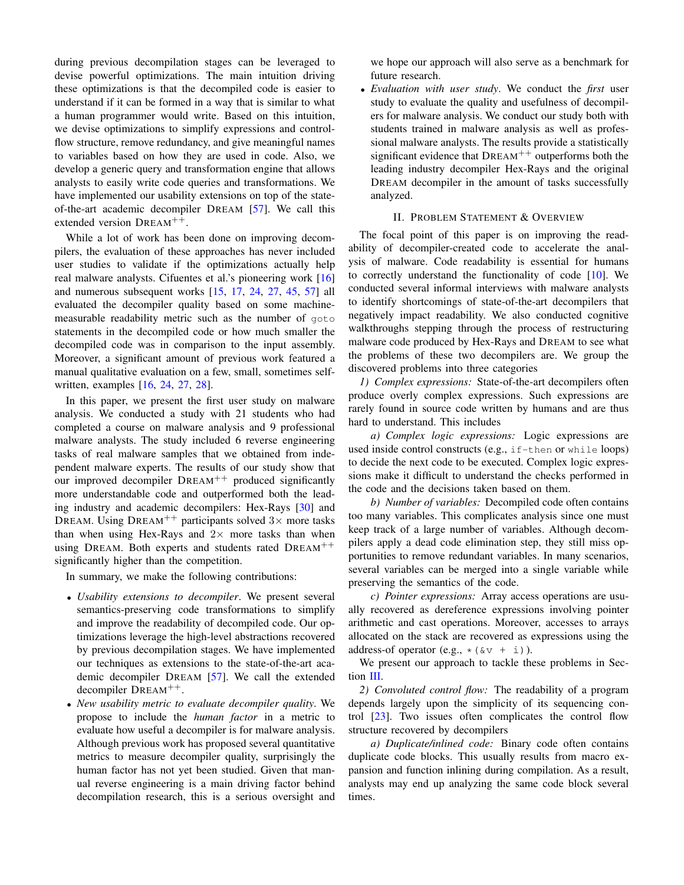during previous decompilation stages can be leveraged to devise powerful optimizations. The main intuition driving these optimizations is that the decompiled code is easier to understand if it can be formed in a way that is similar to what a human programmer would write. Based on this intuition, we devise optimizations to simplify expressions and control-flow structure, remove redundancy, and give meaningful names to variables based on how they are used in code. Also, we develop a generic query and transformation engine that allows analysts to easily write code queries and transformations. We have implemented our usability extensions on top of the state-of-the-art academic decompiler DREAM [57]. We call this extended version DREAM$^{++}$.

While a lot of work has been done on improving decompilers, the evaluation of these approaches has never included user studies to validate if the optimizations actually help real malware analysts. Cifuentes et al.'s pioneering work [16] and numerous subsequent works [15, 17, 24, 27, 45, 57] all evaluated the decompiler quality based on some machine-measurable readability metric such as the number of `goto` statements in the decompiled code or how much smaller the decompiled code was in comparison to the input assembly. Moreover, a significant amount of previous work featured a manual qualitative evaluation on a few, small, sometimes self-written, examples [16, 24, 27, 28].

In this paper, we present the first user study on malware analysis. We conducted a study with 21 students who had completed a course on malware analysis and 9 professional malware analysts. The study included 6 reverse engineering tasks of real malware samples that we obtained from independent malware experts. The results of our study show that our improved decompiler DREAM$^{++}$ produced significantly more understandable code and outperformed both the leading industry and academic decompilers: Hex-Rays [30] and DREAM. Using DREAM$^{++}$ participants solved 3× more tasks than when using Hex-Rays and 2× more tasks than when using DREAM. Both experts and students rated DREAM$^{++}$ significantly higher than the competition.

In summary, we make the following contributions:

- *Usability extensions to decompiler*. We present several semantics-preserving code transformations to simplify and improve the readability of decompiled code. Our optimizations leverage the high-level abstractions recovered by previous decompilation stages. We have implemented our techniques as extensions to the state-of-the-art academic decompiler DREAM [57]. We call the extended decompiler DREAM$^{++}$.
- *New usability metric to evaluate decompiler quality*. We propose to include the *human factor* in a metric to evaluate how useful a decompiler is for malware analysis. Although previous work has proposed several quantitative metrics to measure decompiler quality, surprisingly the human factor has not yet been studied. Given that manual reverse engineering is a main driving factor behind decompilation research, this is a serious oversight and we hope our approach will also serve as a benchmark for future research.
- *Evaluation with user study*. We conduct the *first* user study to evaluate the quality and usefulness of decompilers for malware analysis. We conduct our study both with students trained in malware analysis as well as professional malware analysts. The results provide a statistically significant evidence that DREAM$^{++}$ outperforms both the leading industry decompiler Hex-Rays and the original DREAM decompiler in the amount of tasks successfully analyzed.

## II. PROBLEM STATEMENT & OVERVIEW

The focal point of this paper is on improving the readability of decompiler-created code to accelerate the analysis of malware. Code readability is essential for humans to correctly understand the functionality of code [10]. We conducted several informal interviews with malware analysts to identify shortcomings of state-of-the-art decompilers that negatively impact readability. We also conducted cognitive walkthroughs stepping through the process of restructuring malware code produced by Hex-Rays and DREAM to see what the problems of these two decompilers are. We group the discovered problems into three categories

*1) Complex expressions:* State-of-the-art decompilers often produce overly complex expressions. Such expressions are rarely found in source code written by humans and are thus hard to understand. This includes

*a) Complex logic expressions:* Logic expressions are used inside control constructs (e.g., `if-then` or `while` loops) to decide the next code to be executed. Complex logic expressions make it difficult to understand the checks performed in the code and the decisions taken based on them.

*b) Number of variables:* Decompiled code often contains too many variables. This complicates analysis since one must keep track of a large number of variables. Although decompilers apply a dead code elimination step, they still miss opportunities to remove redundant variables. In many scenarios, several variables can be merged into a single variable while preserving the semantics of the code.

*c) Pointer expressions:* Array access operations are usually recovered as dereference expressions involving pointer arithmetic and cast operations. Moreover, accesses to arrays allocated on the stack are recovered as expressions using the address-of operator (e.g., `*(&v + i)`).

We present our approach to tackle these problems in Section III.

*2) Convoluted control flow:* The readability of a program depends largely upon the simplicity of its sequencing control [23]. Two issues often complicates the control flow structure recovered by decompilers

*a) Duplicate/inlined code:* Binary code often contains duplicate code blocks. This usually results from macro expansion and function inlining during compilation. As a result, analysts may end up analyzing the same code block several times.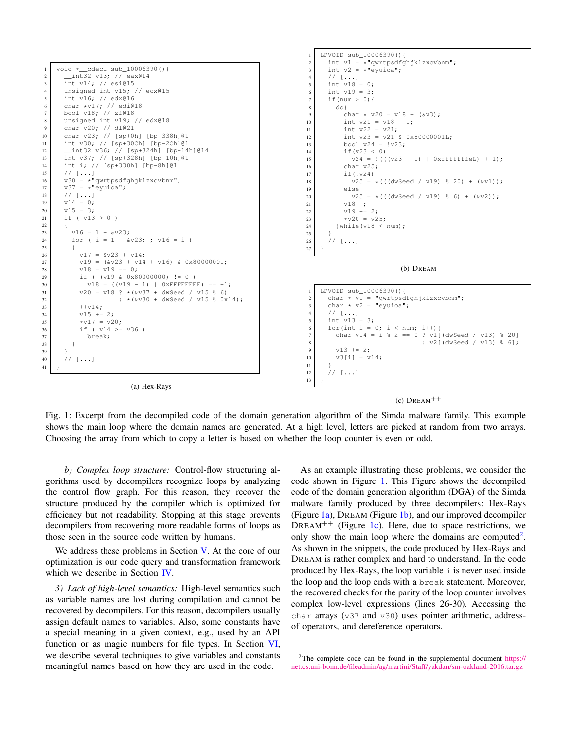```c
void *__cdecl sub_10006390(){
  __int32 v13; // eax@14
  int v14; // esi@15
  unsigned int v15; // ecx@15
  int v16; // edx@16
  char *v17; // edi@18
  bool v18; // zf@18
  unsigned int v19; // edx@18
  char v20; // dl@21
  char v23; // [sp+0h] [bp-338h]@1
  int v30; // [sp+30Ch] [bp-2Ch]@1
  __int32 v36; // [sp+324h] [bp-14h]@14
  int v37; // [sp+328h] [bp-10h]@1
  int i; // [sp+330h] [bp-8h]@1
  // [...]
  v30 = *"qwrtpsdfghjklzxcvbnm";
  v37 = *"eyuioa";
  // [...]
  v14 = 0;
  v15 = 3;
  if ( v13 > 0 )
  {
    v16 = 1 - &v23;
    for ( i = 1 - &v23; ; v16 = i )
    {
      v17 = &v23 + v14;
      v19 = (&v23 + v14 + v16) & 0x80000001;
      v18 = v19 == 0;
      if ( (v19 & 0x80000000) != 0 )
        v18 = ((v19 - 1) | 0xFFFFFFFE) == -1;
      v20 = v18 ? *(&v37 + dwSeed / v15 % 6)
                : *(&v30 + dwSeed / v15 % 0x14);
      ++v14;
      v15 += 2;
      *v17 = v20;
      if ( v14 >= v36 )
        break;
    }
  }
  // [...]
}
```

(a) Hex-Rays

```c
LPVOID sub_10006390(){
  int v1 = *"qwrtpsdfghjklzxcvbnm";
  int v2 = *"eyuioa";
  // [...]
  int v18 = 0;
  int v19 = 3;
  if(num > 0){
    do{
      char * v20 = v18 + (&v3);
      int v21 = v18 + 1;
      int v22 = v21;
      int v23 = v21 & 0x80000001L;
      bool v24 = !v23;
      if(v23 < 0)
        v24 = !(((v23 - 1) | 0xfffffffeL) + 1);
      char v25;
      if(!v24)
        v25 = *(((dwSeed / v19) % 20) + (&v1));
      else
        v25 = *(((dwSeed / v19) % 6) + (&v2));
      v18++;
      v19 += 2;
      *v20 = v25;
    }while(v18 < num);
  }
  // [...]
}
```

(b) DREAM

```c
LPVOID sub_10006390(){
  char * v1 = "qwrtpsdfghjklzxcvbnm";
  char * v2 = "eyuioa";
  // [...]
  int v13 = 3;
  for(int i = 0; i < num; i++){
    char v14 = i % 2 == 0 ? v1[(dwSeed / v13) % 20]
                          : v2[(dwSeed / v13) % 6];
    v13 += 2;
    v3[i] = v14;
  }
  // [...]
}
```

(c) DREAM$^{++}$

Fig. 1: Excerpt from the decompiled code of the domain generation algorithm of the Simda malware family. This example shows the main loop where the domain names are generated. At a high level, letters are picked at random from two arrays. Choosing the array from which to copy a letter is based on whether the loop counter is even or odd.

*b) Complex loop structure:* Control-flow structuring algorithms used by decompilers recognize loops by analyzing the control flow graph. For this reason, they recover the structure produced by the compiler which is optimized for efficiency but not readability. Stopping at this stage prevents decompilers from recovering more readable forms of loops as those seen in the source code written by humans.

We address these problems in Section V. At the core of our optimization is our code query and transformation framework which we describe in Section IV.

*3) Lack of high-level semantics:* High-level semantics such as variable names are lost during compilation and cannot be recovered by decompilers. For this reason, decompilers usually assign default names to variables. Also, some constants have a special meaning in a given context, e.g., used by an API function or as magic numbers for file types. In Section VI, we describe several techniques to give variables and constants meaningful names based on how they are used in the code.

As an example illustrating these problems, we consider the code shown in Figure 1. This Figure shows the decompiled code of the domain generation algorithm (DGA) of the Simda malware family produced by three decompilers: Hex-Rays (Figure 1a), DREAM (Figure 1b), and our improved decompiler DREAM$^{++}$ (Figure 1c). Here, due to space restrictions, we only show the main loop where the domains are computed[2]. As shown in the snippets, the code produced by Hex-Rays and DREAM is rather complex and hard to understand. In the code produced by Hex-Rays, the loop variable `i` is never used inside the loop and the loop ends with a `break` statement. Moreover, the recovered checks for the parity of the loop counter involves complex low-level expressions (lines 26-30). Accessing the `char` arrays (`v37` and `v30`) uses pointer arithmetic, address-of operators, and dereference operators.

[2] The complete code can be found in the supplemental document https://net.cs.uni-bonn.de/fileadmin/ag/martini/Staff/yakdan/sm-oakland-2016.tar.gz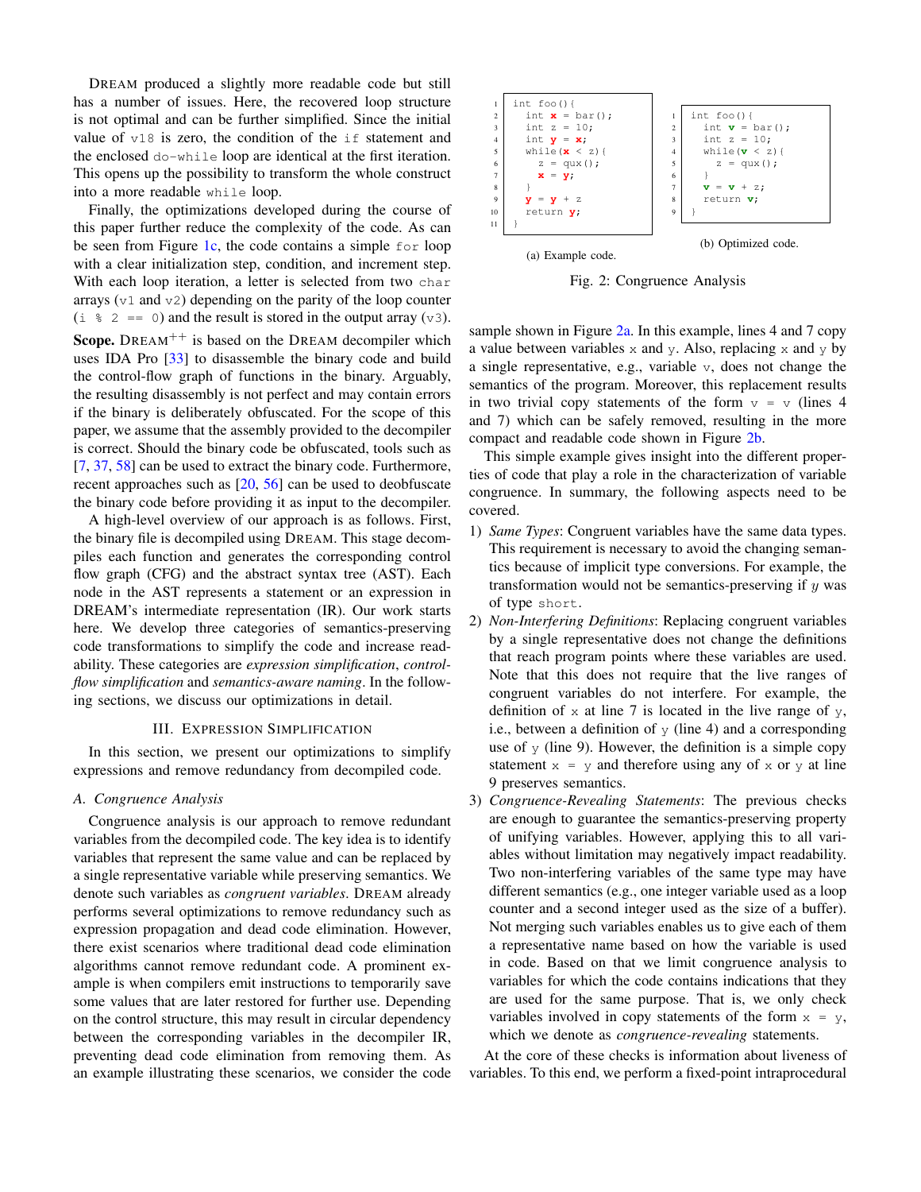DREAM produced a slightly more readable code but still has a number of issues. Here, the recovered loop structure is not optimal and can be further simplified. Since the initial value of `v18` is zero, the condition of the `if` statement and the enclosed `do-while` loop are identical at the first iteration. This opens up the possibility to transform the whole construct into a more readable `while` loop.

Finally, the optimizations developed during the course of this paper further reduce the complexity of the code. As can be seen from Figure 1c, the code contains a simple `for` loop with a clear initialization step, condition, and increment step. With each loop iteration, a letter is selected from two `char` arrays (`v1` and `v2`) depending on the parity of the loop counter (`i % 2 == 0`) and the result is stored in the output array (`v3`).

**Scope.** DREAM$^{++}$ is based on the DREAM decompiler which uses IDA Pro [33] to disassemble the binary code and build the control-flow graph of functions in the binary. Arguably, the resulting disassembly is not perfect and may contain errors if the binary is deliberately obfuscated. For the scope of this paper, we assume that the assembly provided to the decompiler is correct. Should the binary code be obfuscated, tools such as [7, 37, 58] can be used to extract the binary code. Furthermore, recent approaches such as [20, 56] can be used to deobfuscate the binary code before providing it as input to the decompiler.

A high-level overview of our approach is as follows. First, the binary file is decompiled using DREAM. This stage decompiles each function and generates the corresponding control flow graph (CFG) and the abstract syntax tree (AST). Each node in the AST represents a statement or an expression in DREAM's intermediate representation (IR). Our work starts here. We develop three categories of semantics-preserving code transformations to simplify the code and increase readability. These categories are *expression simplification*, *control-flow simplification* and *semantics-aware naming*. In the following sections, we discuss our optimizations in detail.

## III. Expression Simplification

In this section, we present our optimizations to simplify expressions and remove redundancy from decompiled code.

### A. Congruence Analysis

Congruence analysis is our approach to remove redundant variables from the decompiled code. The key idea is to identify variables that represent the same value and can be replaced by a single representative variable while preserving semantics. We denote such variables as *congruent variables*. DREAM already performs several optimizations to remove redundancy such as expression propagation and dead code elimination. However, there exist scenarios where traditional dead code elimination algorithms cannot remove redundant code. A prominent example is when compilers emit instructions to temporarily save some values that are later restored for further use. Depending on the control structure, this may result in circular dependency between the corresponding variables in the decompiler IR, preventing dead code elimination from removing them. As an example illustrating these scenarios, we consider the code sample shown in Figure 2a. In this example, lines 4 and 7 copy a value between variables `x` and `y`. Also, replacing `x` and `y` by a single representative, e.g., variable `v`, does not change the semantics of the program. Moreover, this replacement results in two trivial copy statements of the form `v = v` (lines 4 and 7) which can be safely removed, resulting in the more compact and readable code shown in Figure 2b.

```
1  int foo(){
2    int x = bar();
3    int z = 10;
4    int y = x;
5    while(x < z){
6      z = qux();
7      x = y;
8    }
9    y = y + z
10   return y;
11 }
```

(a) Example code.

```
1  int foo(){
2    int v = bar();
3    int z = 10;
4    while(v < z){
5      z = qux();
6    }
7    v = v + z;
8    return v;
9  }
```

(b) Optimized code.

Fig. 2: Congruence Analysis

This simple example gives insight into the different properties of code that play a role in the characterization of variable congruence. In summary, the following aspects need to be covered.

1) *Same Types*: Congruent variables have the same data types. This requirement is necessary to avoid the changing semantics because of implicit type conversions. For example, the transformation would not be semantics-preserving if $y$ was of type `short`.
2) *Non-Interfering Definitions*: Replacing congruent variables by a single representative does not change the definitions that reach program points where these variables are used. Note that this does not require that the live ranges of congruent variables do not interfere. For example, the definition of `x` at line 7 is located in the live range of `y`, i.e., between a definition of `y` (line 4) and a corresponding use of `y` (line 9). However, the definition is a simple copy statement `x = y` and therefore using any of `x` or `y` at line 9 preserves semantics.
3) *Congruence-Revealing Statements*: The previous checks are enough to guarantee the semantics-preserving property of unifying variables. However, applying this to all variables without limitation may negatively impact readability. Two non-interfering variables of the same type may have different semantics (e.g., one integer variable used as a loop counter and a second integer used as the size of a buffer). Not merging such variables enables us to give each of them a representative name based on how the variable is used in code. Based on that we limit congruence analysis to variables for which the code contains indications that they are used for the same purpose. That is, we only check variables involved in copy statements of the form `x = y`, which we denote as *congruence-revealing* statements.

At the core of these checks is information about liveness of variables. To this end, we perform a fixed-point intraprocedural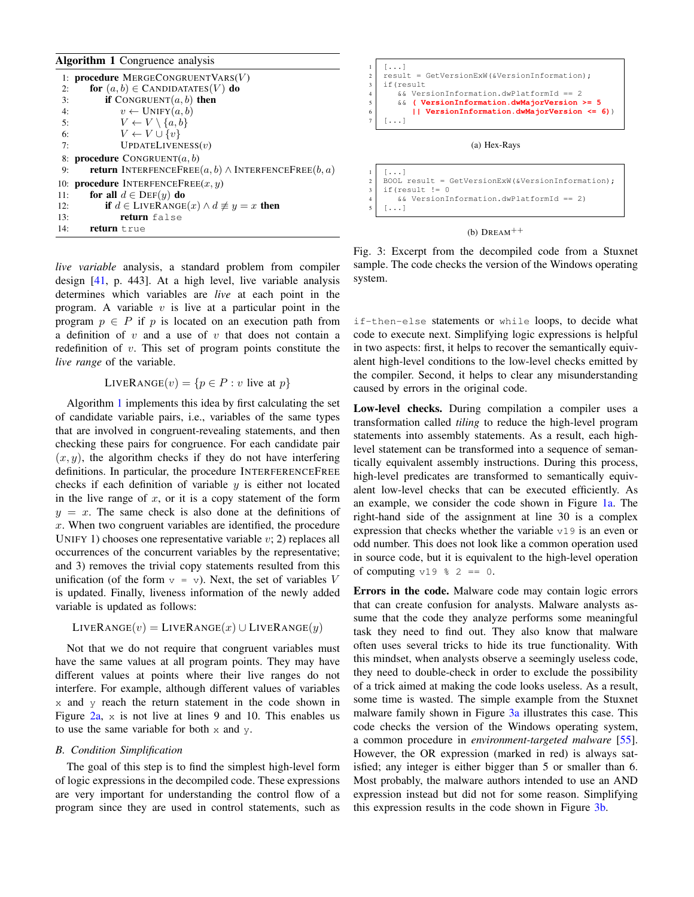**Algorithm 1** Congruence analysis

```
 1: procedure MERGECONGRUENTVARS(V)
 2:     for (a, b) ∈ CANDIDATES(V) do
 3:         if CONGRUENT(a, b) then
 4:             v ← UNIFY(a, b)
 5:             V ← V \ {a, b}
 6:             V ← V ∪ {v}
 7:             UPDATELIVENESS(v)
 8: procedure CONGRUENT(a, b)
 9:     return INTERFENCEFREE(a, b) ∧ INTERFENCEFREE(b, a)
10: procedure INTERFENCEFREE(x, y)
11:     for all d ∈ DEF(y) do
12:         if d ∈ LIVERANGE(x) ∧ d ≢ y = x then
13:             return false
14:     return true
```

*live variable* analysis, a standard problem from compiler design [41, p. 443]. At a high level, live variable analysis determines which variables are *live* at each point in the program. A variable $v$ is live at a particular point in the program. A variable $v$ is live at a particular point in the program $p \in P$ if $p$ is located on an execution path from a definition of $v$ and a use of $v$ that does not contain a redefinition of $v$. This set of program points constitute the *live range* of the variable.

$$\text{LIVERANGE}(v) = \{p \in P : v \text{ live at } p\}$$

Algorithm 1 implements this idea by first calculating the set of candidate variable pairs, i.e., variables of the same types that are involved in congruent-revealing statements, and then checking these pairs for congruence. For each candidate pair $(x, y)$, the algorithm checks if they do not have interfering definitions. In particular, the procedure INTERFERENCEFREE checks if each definition of variable $y$ is either not located in the live range of $x$, or it is a copy statement of the form $y = x$. The same check is also done at the definitions of $x$. When two congruent variables are identified, the procedure UNIFY 1) chooses one representative variable $v$; 2) replaces all occurrences of the concurrent variables by the representative; and 3) removes the trivial copy statements resulted from this unification (of the form `v = v`). Next, the set of variables $V$ is updated. Finally, liveness information of the newly added variable is updated as follows:

$$\text{LIVERANGE}(v) = \text{LIVERANGE}(x) \cup \text{LIVERANGE}(y)$$

Not that we do not require that congruent variables must have the same values at all program points. They may have different values at points where their live ranges do not interfere. For example, although different values of variables `x` and `y` reach the return statement in the code shown in Figure 2a, `x` is not live at lines 9 and 10. This enables us to use the same variable for both `x` and `y`.

### B. Condition Simplification

The goal of this step is to find the simplest high-level form of logic expressions in the decompiled code. These expressions are very important for understanding the control flow of a program since they are used in control statements, such as `if-then-else` statements or `while` loops, to decide what code to execute next. Simplifying logic expressions is helpful in two aspects: first, it helps to recover the semantically equivalent high-level conditions to the low-level checks emitted by the compiler. Second, it helps to clear any misunderstanding caused by errors in the original code.

**Low-level checks.** During compilation a compiler uses a transformation called *tiling* to reduce the high-level program statements into assembly statements. As a result, each high-level statement can be transformed into a sequence of semantically equivalent assembly instructions. During this process, high-level predicates are transformed to semantically equivalent low-level checks that can be executed efficiently. As an example, we consider the code shown in Figure 1a. The right-hand side of the assignment at line 30 is a complex expression that checks whether the variable `v19` is an even or odd number. This does not look like a common operation used in source code, but it is equivalent to the high-level operation of computing `v19 % 2 == 0`.

**Errors in the code.** Malware code may contain logic errors that can create confusion for analysts. Malware analysts assume that the code they analyze performs some meaningful task they need to find out. They also know that malware often uses several tricks to hide its true functionality. With this mindset, when analysts observe a seemingly useless code, they need to double-check in order to exclude the possibility of a trick aimed at making the code looks useless. As a result, some time is wasted. The simple example from the Stuxnet malware family shown in Figure 3a illustrates this case. This code checks the version of the Windows operating system, a common procedure in *environment-targeted malware* [55]. However, the OR expression (marked in red) is always satisfied; any integer is either bigger than 5 or smaller than 6. Most probably, the malware authors intended to use an AND expression instead but did not for some reason. Simplifying this expression results in the code shown in Figure 3b.

```
1  [...]
2  result = GetVersionExW(&VersionInformation);
3  if(result
4     && VersionInformation.dwPlatformId == 2
5     && ( VersionInformation.dwMajorVersion >= 5
6        || VersionInformation.dwMajorVersion <= 6))
7  [...]
```

(a) Hex-Rays

```
1  [...]
2  BOOL result = GetVersionExW(&VersionInformation);
3  if(result != 0
4     && VersionInformation.dwPlatformId == 2)
5  [...]
```

(b) DREAM$^{++}$

Fig. 3: Excerpt from the decompiled code from a Stuxnet sample. The code checks the version of the Windows operating system.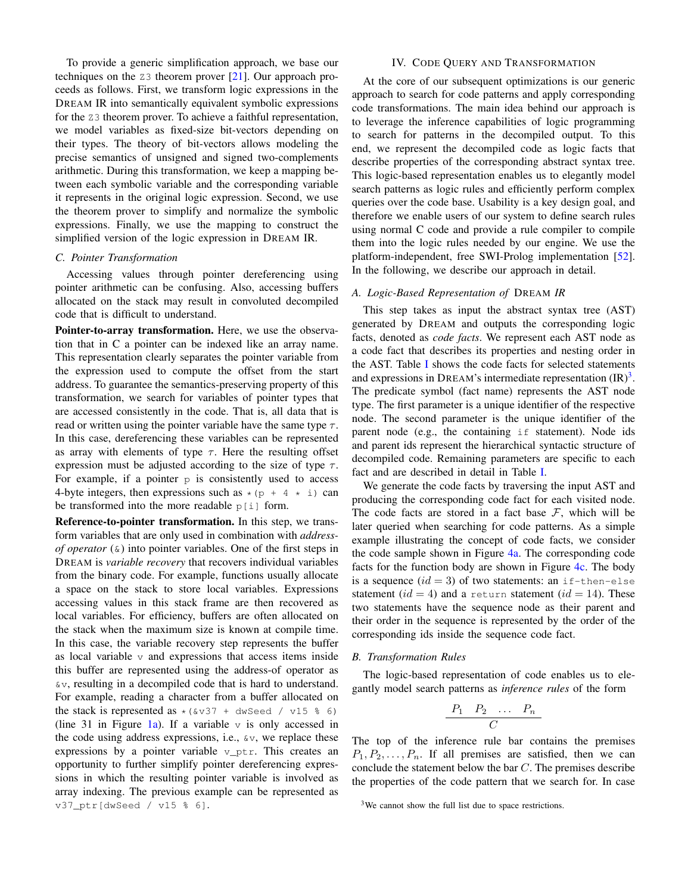To provide a generic simplification approach, we base our techniques on the Z3 theorem prover [21]. Our approach proceeds as follows. First, we transform logic expressions in the DREAM IR into semantically equivalent symbolic expressions for the Z3 theorem prover. To achieve a faithful representation, we model variables as fixed-size bit-vectors depending on their types. The theory of bit-vectors allows modeling the precise semantics of unsigned and signed two-complements arithmetic. During this transformation, we keep a mapping between each symbolic variable and the corresponding variable it represents in the original logic expression. Second, we use the theorem prover to simplify and normalize the symbolic expressions. Finally, we use the mapping to construct the simplified version of the logic expression in DREAM IR.

### C. Pointer Transformation

Accessing values through pointer dereferencing using pointer arithmetic can be confusing. Also, accessing buffers allocated on the stack may result in convoluted decompiled code that is difficult to understand.

**Pointer-to-array transformation.** Here, we use the observation that in C a pointer can be indexed like an array name. This representation clearly separates the pointer variable from the expression used to compute the offset from the start address. To guarantee the semantics-preserving property of this transformation, we search for variables of pointer types that are accessed consistently in the code. That is, all data that is read or written using the pointer variable have the same type $\tau$. In this case, dereferencing these variables can be represented as array with elements of type $\tau$. Here the resulting offset expression must be adjusted according to the size of type $\tau$. For example, if a pointer `p` is consistently used to access 4-byte integers, then expressions such as `*(p + 4 * i)` can be transformed into the more readable `p[i]` form.

**Reference-to-pointer transformation.** In this step, we transform variables that are only used in combination with *address-of operator* (`&`) into pointer variables. One of the first steps in DREAM is *variable recovery* that recovers individual variables from the binary code. For example, functions usually allocate a space on the stack to store local variables. Expressions accessing values in this stack frame are then recovered as local variables. For efficiency, buffers are often allocated on the stack when the maximum size is known at compile time. In this case, the variable recovery step represents the buffer as local variable `v` and expressions that access items inside this buffer are represented using the address-of operator as `&v`, resulting in a decompiled code that is hard to understand. For example, reading a character from a buffer allocated on the stack is represented as `*(&v37 + dwSeed / v15 % 6)` (line 31 in Figure 1a). If a variable `v` is only accessed in the code using address expressions, i.e., `&v`, we replace these expressions by a pointer variable `v_ptr`. This creates an opportunity to further simplify pointer dereferencing expressions in which the resulting pointer variable is involved as array indexing. The previous example can be represented as `v37_ptr[dwSeed / v15 % 6]`.

## IV. CODE QUERY AND TRANSFORMATION

At the core of our subsequent optimizations is our generic approach to search for code patterns and apply corresponding code transformations. The main idea behind our approach is to leverage the inference capabilities of logic programming to search for patterns in the decompiled output. To this end, we represent the decompiled code as logic facts that describe properties of the corresponding abstract syntax tree. This logic-based representation enables us to elegantly model search patterns as logic rules and efficiently perform complex queries over the code base. Usability is a key design goal, and therefore we enable users of our system to define search rules using normal C code and provide a rule compiler to compile them into the logic rules needed by our engine. We use the platform-independent, free SWI-Prolog implementation [52]. In the following, we describe our approach in detail.

### A. Logic-Based Representation of DREAM IR

This step takes as input the abstract syntax tree (AST) generated by DREAM and outputs the corresponding logic facts, denoted as *code facts*. We represent each AST node as a code fact that describes its properties and nesting order in the AST. Table I shows the code facts for selected statements and expressions in DREAM's intermediate representation (IR)[3]. The predicate symbol (fact name) represents the AST node type. The first parameter is a unique identifier of the respective node. The second parameter is the unique identifier of the parent node (e.g., the containing `if` statement). Node ids and parent ids represent the hierarchical syntactic structure of decompiled code. Remaining parameters are specific to each fact and are described in detail in Table I.

We generate the code facts by traversing the input AST and producing the corresponding code fact for each visited node. The code facts are stored in a fact base $\mathcal{F}$, which will be later queried when searching for code patterns. As a simple example illustrating the concept of code facts, we consider the code sample shown in Figure 4a. The corresponding code facts for the function body are shown in Figure 4c. The body is a sequence ($id = 3$) of two statements: an `if-then-else` statement ($id = 4$) and a `return` statement ($id = 14$). These two statements have the sequence node as their parent and their order in the sequence is represented by the order of the corresponding ids inside the sequence code fact.

### B. Transformation Rules

The logic-based representation of code enables us to elegantly model search patterns as *inference rules* of the form

$$\frac{P_1 \quad P_2 \quad \dots \quad P_n}{C}$$

The top of the inference rule bar contains the premises $P_1, P_2, \dots, P_n$. If all premises are satisfied, then we can conclude the statement below the bar $C$. The premises describe the properties of the code pattern that we search for. In case

[3] We cannot show the full list due to space restrictions.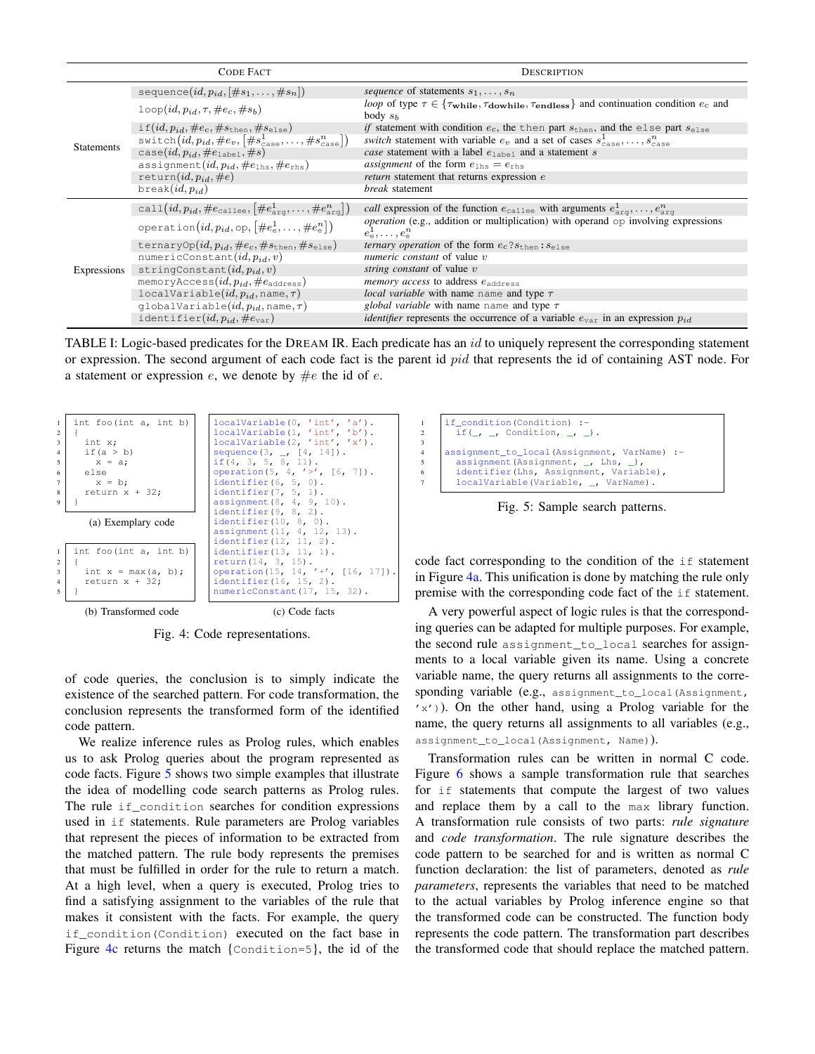| | Code Fact | Description |
|---|---|---|
| Statements | `sequence`$(id, p_{id}, [\#s_1, \ldots, \#s_n])$ | *sequence* of statements $s_1, \ldots, s_n$ |
| | `loop`$(id, p_{id}, \tau, \#e_c, \#s_b)$ | *loop* of type $\tau \in \{\tau_{\mathbf{while}}, \tau_{\mathbf{dowhile}}, \tau_{\mathbf{endless}}\}$ and continuation condition $e_c$ and body $s_b$ |
| | `if`$(id, p_{id}, \#e_c, \#s_{\text{then}}, \#s_{\text{else}})$ | *if* statement with condition $e_c$, the `then` part $s_{\text{then}}$, and the `else` part $s_{\text{else}}$ |
| | `switch`$(id, p_{id}, \#e_v, [\#s^1_{\text{case}}, \ldots, \#s^n_{\text{case}}])$ | *switch* statement with variable $e_v$ and a set of cases $s^1_{\text{case}}, \ldots, s^n_{\text{case}}$ |
| | `case`$(id, p_{id}, \#e_{\text{label}}, \#s)$ | *case* statement with a label $e_{\text{label}}$ and a statement $s$ |
| | `assignment`$(id, p_{id}, \#e_{\text{lhs}}, \#e_{\text{rhs}})$ | *assignment* of the form $e_{\text{lhs}} = e_{\text{rhs}}$ |
| | `return`$(id, p_{id}, \#e)$ | *return* statement that returns expression $e$ |
| | `break`$(id, p_{id})$ | *break* statement |
| Expressions | `call`$(id, p_{id}, \#e_{\text{callee}}, [\#e^1_{\text{arg}}, \ldots, \#e^n_{\text{arg}}])$ | *call* expression of the function $e_{\text{callee}}$ with arguments $e^1_{\text{arg}}, \ldots, e^n_{\text{arg}}$ |
| | `operation`$(id, p_{id}, \text{op}, [\#e^1_{\text{e}}, \ldots, \#e^n_{\text{e}}])$ | *operation* (e.g., addition or multiplication) with operand `op` involving expressions $e^1_{\text{e}}, \ldots, e^n_{\text{e}}$ |
| | `ternaryOp`$(id, p_{id}, \#e_c, \#s_{\text{then}}, \#s_{\text{else}})$ | *ternary operation* of the form $e_c ? s_{\text{then}} : s_{\text{else}}$ |
| | `numericConstant`$(id, p_{id}, v)$ | *numeric constant* of value $v$ |
| | `stringConstant`$(id, p_{id}, v)$ | *string constant* of value $v$ |
| | `memoryAccess`$(id, p_{id}, \#e_{\text{address}})$ | *memory access* to address $e_{\text{address}}$ |
| | `localVariable`$(id, p_{id}, \text{name}, \tau)$ | *local variable* with name `name` and type $\tau$ |
| | `globalVariable`$(id, p_{id}, \text{name}, \tau)$ | *global variable* with name `name` and type $\tau$ |
| | `identifier`$(id, p_{id}, \#e_{\text{var}})$ | *identifier* represents the occurrence of a variable $e_{\text{var}}$ in an expression $p_{id}$ |

TABLE I: Logic-based predicates for the DREAM IR. Each predicate has an $id$ to uniquely represent the corresponding statement or expression. The second argument of each code fact is the parent id $pid$ that represents the id of containing AST node. For a statement or expression $e$, we denote by $\#e$ the id of $e$.

```
int foo(int a, int b)
{
  int x;
  if(a > b)
    x = a;
  else
    x = b;
  return x + 32;
}
```

(a) Exemplary code

```
int foo(int a, int b)
{
  int x = max(a, b);
  return x + 32;
}
```

(b) Transformed code

```
localVariable(0, 'int', 'a').
localVariable(1, 'int', 'b').
localVariable(2, 'int', 'x').
sequence(3, _, [4, 14]).
if(4, 3, 5, 8, 11).
operation(5, 4, '>', [6, 7]).
identifier(6, 5, 0).
identifier(7, 5, 1).
assignment(8, 4, 9, 10).
identifier(9, 8, 2).
identifier(10, 8, 0).
assignment(11, 4, 12, 13).
identifier(12, 11, 2).
identifier(13, 11, 1).
return(14, 3, 15).
operation(15, 14, '+', [16, 17]).
identifier(16, 15, 2).
numericConstant(17, 15, 32).
```

(c) Code facts

Fig. 4: Code representations.

of code queries, the conclusion is to simply indicate the existence of the searched pattern. For code transformation, the conclusion represents the transformed form of the identified code pattern.

We realize inference rules as Prolog rules, which enables us to ask Prolog queries about the program represented as code facts. Figure 5 shows two simple examples that illustrate the idea of modelling code search patterns as Prolog rules. The rule `if_condition` searches for condition expressions used in `if` statements. Rule parameters are Prolog variables that represent the pieces of information to be extracted from the matched pattern. The rule body represents the premises that must be fulfilled in order for the rule to return a match. At a high level, when a query is executed, Prolog tries to find a satisfying assignment to the variables of the rule that makes it consistent with the facts. For example, the query `if_condition(Condition)` executed on the fact base in Figure 4c returns the match {`Condition=5`}, the id of the

```
if_condition(Condition) :-
  if(_, _, Condition, _, _).

assignment_to_local(Assignment, VarName) :-
  assignment(Assignment, _, Lhs, _),
  identifier(Lhs, Assignment, Variable),
  localVariable(Variable, _, VarName).
```

Fig. 5: Sample search patterns.

code fact corresponding to the condition of the `if` statement in Figure 4a. This unification is done by matching the rule only premise with the corresponding code fact of the `if` statement.

A very powerful aspect of logic rules is that the corresponding queries can be adapted for multiple purposes. For example, the second rule `assignment_to_local` searches for assignments to a local variable given its name. Using a concrete variable name, the query returns all assignments to the corresponding variable (e.g., `assignment_to_local(Assignment, 'x')`). On the other hand, using a Prolog variable for the name, the query returns all assignments to all variables (e.g., `assignment_to_local(Assignment, Name)`).

Transformation rules can be written in normal C code. Figure 6 shows a sample transformation rule that searches for `if` statements that compute the largest of two values and replace them by a call to the `max` library function. A transformation rule consists of two parts: *rule signature* and *code transformation*. The rule signature describes the code pattern to be searched for and is written as normal C function declaration: the list of parameters, denoted as *rule parameters*, represents the variables that need to be matched to the actual variables by Prolog inference engine so that the transformed code can be constructed. The function body represents the code pattern. The transformation part describes the transformed code that should replace the matched pattern.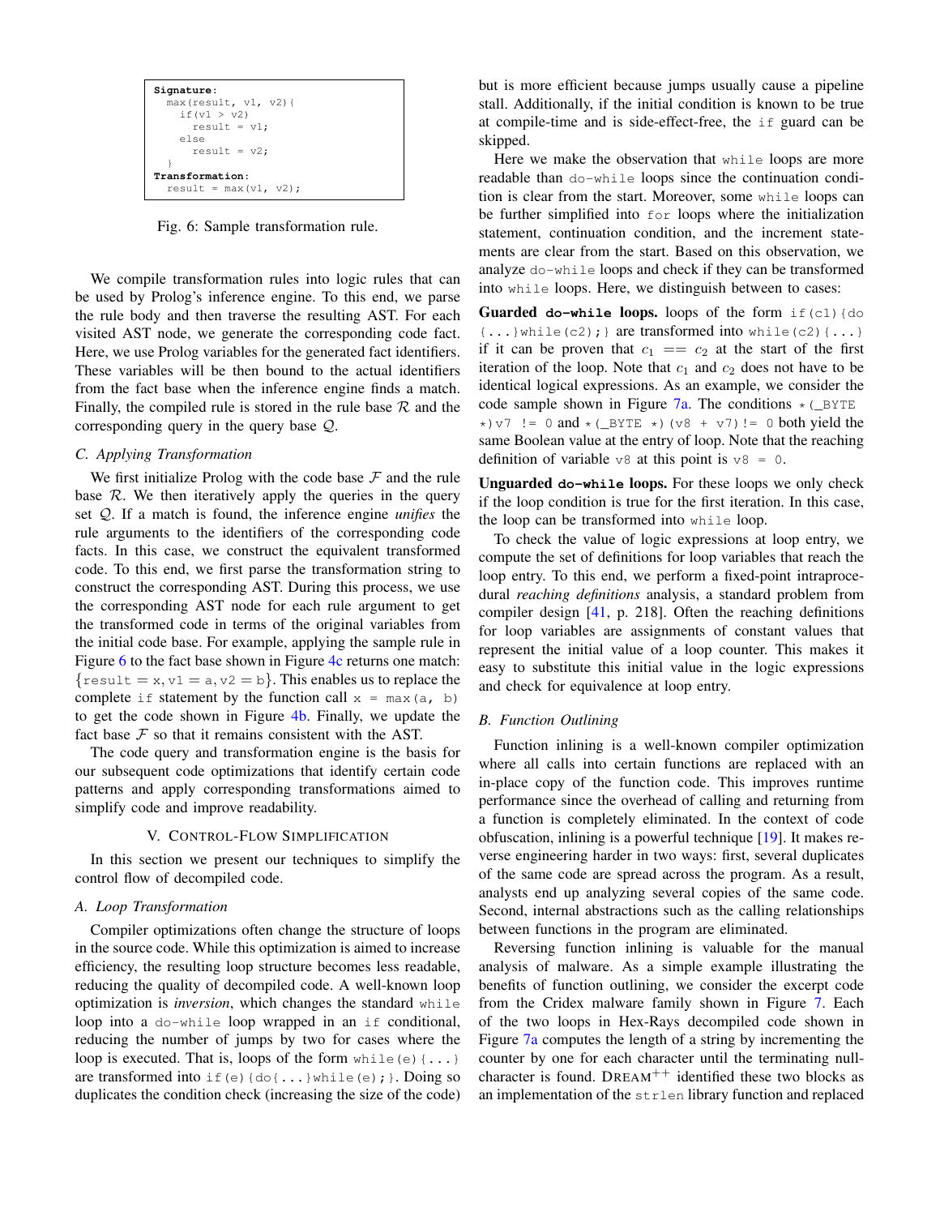```
Signature:
  max(result, v1, v2){
    if(v1 > v2)
      result = v1;
    else
      result = v2;
  }
Transformation:
  result = max(v1, v2);
```

Fig. 6: Sample transformation rule.

We compile transformation rules into logic rules that can be used by Prolog's inference engine. To this end, we parse the rule body and then traverse the resulting AST. For each visited AST node, we generate the corresponding code fact. Here, we use Prolog variables for the generated fact identifiers. These variables will be then bound to the actual identifiers from the fact base when the inference engine finds a match. Finally, the compiled rule is stored in the rule base $\mathcal{R}$ and the corresponding query in the query base $\mathcal{Q}$.

### C. Applying Transformation

We first initialize Prolog with the code base $\mathcal{F}$ and the rule base $\mathcal{R}$. We then iteratively apply the queries in the query set $\mathcal{Q}$. If a match is found, the inference engine *unifies* the rule arguments to the identifiers of the corresponding code facts. In this case, we construct the equivalent transformed code. To this end, we first parse the transformation string to construct the corresponding AST. During this process, we use the corresponding AST node for each rule argument to get the transformed code in terms of the original variables from the initial code base. For example, applying the sample rule in Figure 6 to the fact base shown in Figure 4c returns one match: $\{\texttt{result} = \texttt{x}, \texttt{v1} = \texttt{a}, \texttt{v2} = \texttt{b}\}$. This enables us to replace the complete `if` statement by the function call `x = max(a, b)` to get the code shown in Figure 4b. Finally, we update the fact base $\mathcal{F}$ so that it remains consistent with the AST.

The code query and transformation engine is the basis for our subsequent code optimizations that identify certain code patterns and apply corresponding transformations aimed to simplify code and improve readability.

## V. Control-Flow Simplification

In this section we present our techniques to simplify the control flow of decompiled code.

### A. Loop Transformation

Compiler optimizations often change the structure of loops in the source code. While this optimization is aimed to increase efficiency, the resulting loop structure becomes less readable, reducing the quality of decompiled code. A well-known loop optimization is *inversion*, which changes the standard `while` loop into a `do-while` loop wrapped in an `if` conditional, reducing the number of jumps by two for cases where the loop is executed. That is, loops of the form `while(e){...}` are transformed into `if(e){do{...}while(e);}`. Doing so duplicates the condition check (increasing the size of the code) but is more efficient because jumps usually cause a pipeline stall. Additionally, if the initial condition is known to be true at compile-time and is side-effect-free, the `if` guard can be skipped.

Here we make the observation that `while` loops are more readable than `do-while` loops since the continuation condition is clear from the start. Moreover, some `while` loops can be further simplified into `for` loops where the initialization statement, continuation condition, and the increment statements are clear from the start. Based on this observation, we analyze `do-while` loops and check if they can be transformed into `while` loops. Here, we distinguish between to cases:

**Guarded `do-while` loops.** loops of the form `if(c1){do{...}while(c2);}` are transformed into `while(c2){...}` if it can be proven that $c_1 == c_2$ at the start of the first iteration of the loop. Note that $c_1$ and $c_2$ does not have to be identical logical expressions. As an example, we consider the code sample shown in Figure 7a. The conditions `*(_BYTE *)v7 != 0` and `*(_BYTE *)(v8 + v7)!= 0` both yield the same Boolean value at the entry of loop. Note that the reaching definition of variable `v8` at this point is `v8 = 0`.

**Unguarded `do-while` loops.** For these loops we only check if the loop condition is true for the first iteration. In this case, the loop can be transformed into `while` loop.

To check the value of logic expressions at loop entry, we compute the set of definitions for loop variables that reach the loop entry. To this end, we perform a fixed-point intraprocedural *reaching definitions* analysis, a standard problem from compiler design [41, p. 218]. Often the reaching definitions for loop variables are assignments of constant values that represent the initial value of a loop counter. This makes it easy to substitute this initial value in the logic expressions and check for equivalence at loop entry.

### B. Function Outlining

Function inlining is a well-known compiler optimization where all calls into certain functions are replaced with an in-place copy of the function code. This improves runtime performance since the overhead of calling and returning from a function is completely eliminated. In the context of code obfuscation, inlining is a powerful technique [19]. It makes reverse engineering harder in two ways: first, several duplicates of the same code are spread across the program. As a result, analysts end up analyzing several copies of the same code. Second, internal abstractions such as the calling relationships between functions in the program are eliminated.

Reversing function inlining is valuable for the manual analysis of malware. As a simple example illustrating the benefits of function outlining, we consider the excerpt code from the Cridex malware family shown in Figure 7. Each of the two loops in Hex-Rays decompiled code shown in Figure 7a computes the length of a string by incrementing the counter by one for each character until the terminating null-character is found. DREAM$^{++}$ identified these two blocks as an implementation of the `strlen` library function and replaced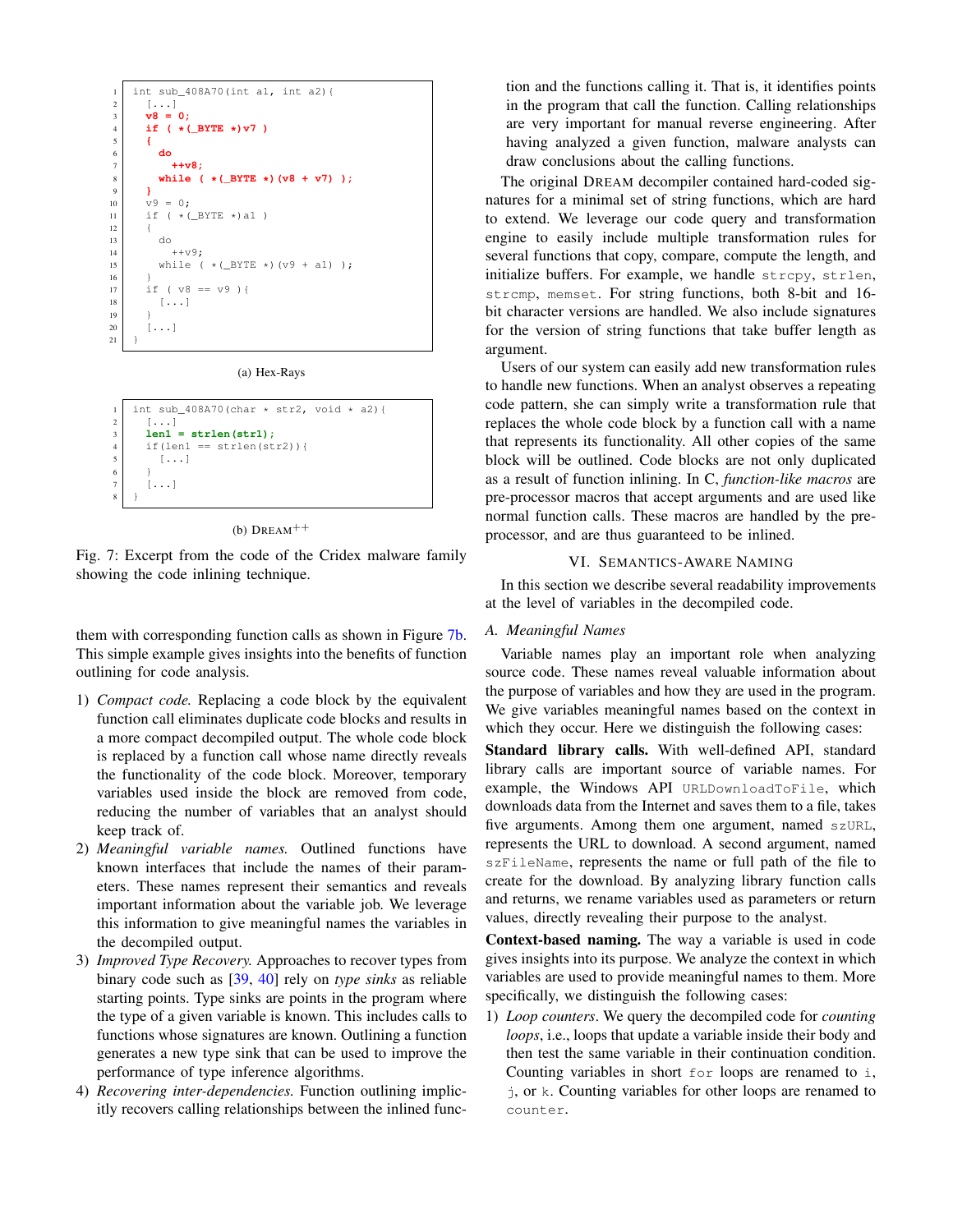```
int sub_408A70(int a1, int a2){
  [...]
  v8 = 0;
  if ( *(_BYTE *)v7 )
  {
    do
      ++v8;
    while ( *(_BYTE *)(v8 + v7) );
  }
  v9 = 0;
  if ( *(_BYTE *)a1 )
  {
    do
      ++v9;
    while ( *(_BYTE *)(v9 + a1) );
  }
  if ( v8 == v9 ){
    [...]
  }
  [...]
}
```

(a) Hex-Rays

```
int sub_408A70(char * str2, void * a2){
  [...]
  len1 = strlen(str1);
  if(len1 == strlen(str2)){
    [...]
  }
  [...]
}
```

(b) DREAM++

Fig. 7: Excerpt from the code of the Cridex malware family showing the code inlining technique.

them with corresponding function calls as shown in Figure 7b. This simple example gives insights into the benefits of function outlining for code analysis.

1) *Compact code.* Replacing a code block by the equivalent function call eliminates duplicate code blocks and results in a more compact decompiled output. The whole code block is replaced by a function call whose name directly reveals the functionality of the code block. Moreover, temporary variables used inside the block are removed from code, reducing the number of variables that an analyst should keep track of.
2) *Meaningful variable names.* Outlined functions have known interfaces that include the names of their parameters. These names represent their semantics and reveals important information about the variable job. We leverage this information to give meaningful names the variables in the decompiled output.
3) *Improved Type Recovery.* Approaches to recover types from binary code such as [39, 40] rely on *type sinks* as reliable starting points. Type sinks are points in the program where the type of a given variable is known. This includes calls to functions whose signatures are known. Outlining a function generates a new type sink that can be used to improve the performance of type inference algorithms.
4) *Recovering inter-dependencies.* Function outlining implicitly recovers calling relationships between the inlined function and the functions calling it. That is, it identifies points in the program that call the function. Calling relationships are very important for manual reverse engineering. After having analyzed a given function, malware analysts can draw conclusions about the calling functions.

The original DREAM decompiler contained hard-coded signatures for a minimal set of string functions, which are hard to extend. We leverage our code query and transformation engine to easily include multiple transformation rules for several functions that copy, compare, compute the length, and initialize buffers. For example, we handle `strcpy`, `strlen`, `strcmp`, `memset`. For string functions, both 8-bit and 16-bit character versions are handled. We also include signatures for the version of string functions that take buffer length as argument.

Users of our system can easily add new transformation rules to handle new functions. When an analyst observes a repeating code pattern, she can simply write a transformation rule that replaces the whole code block by a function call with a name that represents its functionality. All other copies of the same block will be outlined. Code blocks are not only duplicated as a result of function inlining. In C, *function-like macros* are pre-processor macros that accept arguments and are used like normal function calls. These macros are handled by the pre-processor, and are thus guaranteed to be inlined.

## VI. SEMANTICS-AWARE NAMING

In this section we describe several readability improvements at the level of variables in the decompiled code.

### A. Meaningful Names

Variable names play an important role when analyzing source code. These names reveal valuable information about the purpose of variables and how they are used in the program. We give variables meaningful names based on the context in which they occur. Here we distinguish the following cases:

**Standard library calls.** With well-defined API, standard library calls are important source of variable names. For example, the Windows API `URLDownloadToFile`, which downloads data from the Internet and saves them to a file, takes five arguments. Among them one argument, named `szURL`, represents the URL to download. A second argument, named `szFileName`, represents the name or full path of the file to create for the download. By analyzing library function calls and returns, we rename variables used as parameters or return values, directly revealing their purpose to the analyst.

**Context-based naming.** The way a variable is used in code gives insights into its purpose. We analyze the context in which variables are used to provide meaningful names to them. More specifically, we distinguish the following cases:

1) *Loop counters*. We query the decompiled code for *counting loops*, i.e., loops that update a variable inside their body and then test the same variable in their continuation condition. Counting variables in short `for` loops are renamed to `i`, `j`, or `k`. Counting variables for other loops are renamed to `counter`.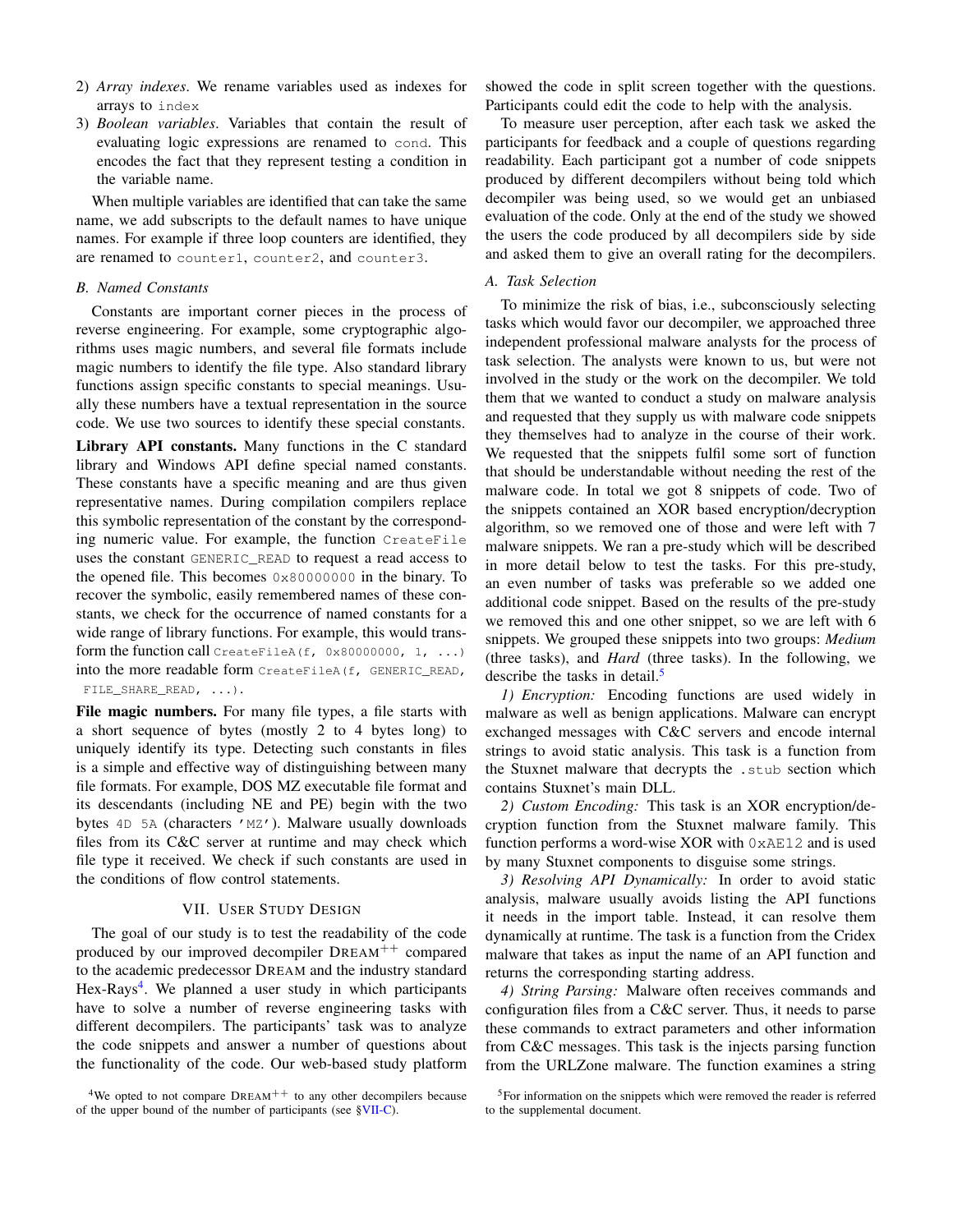2) *Array indexes*. We rename variables used as indexes for arrays to `index`
3) *Boolean variables*. Variables that contain the result of evaluating logic expressions are renamed to `cond`. This encodes the fact that they represent testing a condition in the variable name.

When multiple variables are identified that can take the same name, we add subscripts to the default names to have unique names. For example if three loop counters are identified, they are renamed to `counter1`, `counter2`, and `counter3`.

### B. Named Constants

Constants are important corner pieces in the process of reverse engineering. For example, some cryptographic algorithms uses magic numbers, and several file formats include magic numbers to identify the file type. Also standard library functions assign specific constants to special meanings. Usually these numbers have a textual representation in the source code. We use two sources to identify these special constants.

**Library API constants.** Many functions in the C standard library and Windows API define special named constants. These constants have a specific meaning and are thus given representative names. During compilation compilers replace this symbolic representation of the constant by the corresponding numeric value. For example, the function `CreateFile` uses the constant `GENERIC_READ` to request a read access to the opened file. This becomes `0x80000000` in the binary. To recover the symbolic, easily remembered names of these constants, we check for the occurrence of named constants for a wide range of library functions. For example, this would transform the function call `CreateFileA(f, 0x80000000, 1, ...)` into the more readable form `CreateFileA(f, GENERIC_READ, FILE_SHARE_READ, ...)`.

**File magic numbers.** For many file types, a file starts with a short sequence of bytes (mostly 2 to 4 bytes long) to uniquely identify its type. Detecting such constants in files is a simple and effective way of distinguishing between many file formats. For example, DOS MZ executable file format and its descendants (including NE and PE) begin with the two bytes `4D 5A` (characters `'MZ'`). Malware usually downloads files from its C&C server at runtime and may check which file type it received. We check if such constants are used in the conditions of flow control statements.

## VII. User Study Design

The goal of our study is to test the readability of the code produced by our improved decompiler DREAM$^{++}$ compared to the academic predecessor DREAM and the industry standard Hex-Rays[4]. We planned a user study in which participants have to solve a number of reverse engineering tasks with different decompilers. The participants' task was to analyze the code snippets and answer a number of questions about the functionality of the code. Our web-based study platform showed the code in split screen together with the questions. Participants could edit the code to help with the analysis.

To measure user perception, after each task we asked the participants for feedback and a couple of questions regarding readability. Each participant got a number of code snippets produced by different decompilers without being told which decompiler was being used, so we would get an unbiased evaluation of the code. Only at the end of the study we showed the users the code produced by all decompilers side by side and asked them to give an overall rating for the decompilers.

### A. Task Selection

To minimize the risk of bias, i.e., subconsciously selecting tasks which would favor our decompiler, we approached three independent professional malware analysts for the process of task selection. The analysts were known to us, but were not involved in the study or the work on the decompiler. We told them that we wanted to conduct a study on malware analysis and requested that they supply us with malware code snippets they themselves had to analyze in the course of their work. We requested that the snippets fulfil some sort of function that should be understandable without needing the rest of the malware code. In total we got 8 snippets of code. Two of the snippets contained an XOR based encryption/decryption algorithm, so we removed one of those and were left with 7 malware snippets. We ran a pre-study which will be described in more detail below to test the tasks. For this pre-study, an even number of tasks was preferable so we added one additional code snippet. Based on the results of the pre-study we removed this and one other snippet, so we are left with 6 snippets. We grouped these snippets into two groups: *Medium* (three tasks), and *Hard* (three tasks). In the following, we describe the tasks in detail.[5]

*1) Encryption:* Encoding functions are used widely in malware as well as benign applications. Malware can encrypt exchanged messages with C&C servers and encode internal strings to avoid static analysis. This task is a function from the Stuxnet malware that decrypts the `.stub` section which contains Stuxnet's main DLL.

*2) Custom Encoding:* This task is an XOR encryption/decryption function from the Stuxnet malware family. This function performs a word-wise XOR with `0xAE12` and is used by many Stuxnet components to disguise some strings.

*3) Resolving API Dynamically:* In order to avoid static analysis, malware usually avoids listing the API functions it needs in the import table. Instead, it can resolve them dynamically at runtime. The task is a function from the Cridex malware that takes as input the name of an API function and returns the corresponding starting address.

*4) String Parsing:* Malware often receives commands and configuration files from a C&C server. Thus, it needs to parse these commands to extract parameters and other information from C&C messages. This task is the injects parsing function from the URLZone malware. The function examines a string

[4]We opted to not compare DREAM$^{++}$ to any other decompilers because of the upper bound of the number of participants (see §VII-C).

[5]For information on the snippets which were removed the reader is referred to the supplemental document.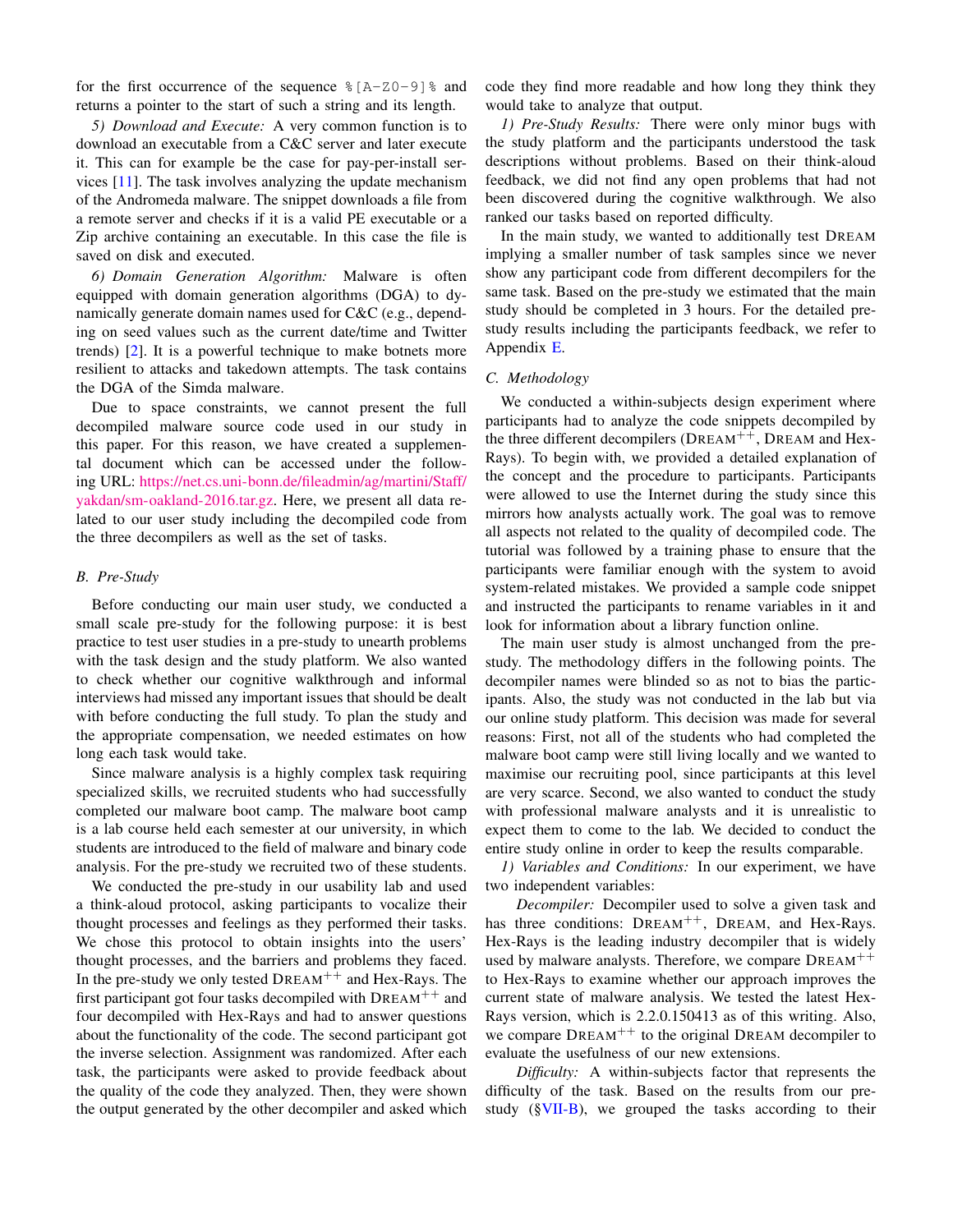for the first occurrence of the sequence `%[A-Z0-9]%` and returns a pointer to the start of such a string and its length.

*5) Download and Execute:* A very common function is to download an executable from a C&C server and later execute it. This can for example be the case for pay-per-install services [11]. The task involves analyzing the update mechanism of the Andromeda malware. The snippet downloads a file from a remote server and checks if it is a valid PE executable or a Zip archive containing an executable. In this case the file is saved on disk and executed.

*6) Domain Generation Algorithm:* Malware is often equipped with domain generation algorithms (DGA) to dynamically generate domain names used for C&C (e.g., depending on seed values such as the current date/time and Twitter trends) [2]. It is a powerful technique to make botnets more resilient to attacks and takedown attempts. The task contains the DGA of the Simda malware.

Due to space constraints, we cannot present the full decompiled malware source code used in our study in this paper. For this reason, we have created a supplemental document which can be accessed under the following URL: https://net.cs.uni-bonn.de/fileadmin/ag/martini/Staff/yakdan/sm-oakland-2016.tar.gz. Here, we present all data related to our user study including the decompiled code from the three decompilers as well as the set of tasks.

### B. Pre-Study

Before conducting our main user study, we conducted a small scale pre-study for the following purpose: it is best practice to test user studies in a pre-study to unearth problems with the task design and the study platform. We also wanted to check whether our cognitive walkthrough and informal interviews had missed any important issues that should be dealt with before conducting the full study. To plan the study and the appropriate compensation, we needed estimates on how long each task would take.

Since malware analysis is a highly complex task requiring specialized skills, we recruited students who had successfully completed our malware boot camp. The malware boot camp is a lab course held each semester at our university, in which students are introduced to the field of malware and binary code analysis. For the pre-study we recruited two of these students.

We conducted the pre-study in our usability lab and used a think-aloud protocol, asking participants to vocalize their thought processes and feelings as they performed their tasks. We chose this protocol to obtain insights into the users' thought processes, and the barriers and problems they faced. In the pre-study we only tested DREAM$^{++}$ and Hex-Rays. The first participant got four tasks decompiled with DREAM$^{++}$ and four decompiled with Hex-Rays and had to answer questions about the functionality of the code. The second participant got the inverse selection. Assignment was randomized. After each task, the participants were asked to provide feedback about the quality of the code they analyzed. Then, they were shown the output generated by the other decompiler and asked which code they find more readable and how long they think they would take to analyze that output.

*1) Pre-Study Results:* There were only minor bugs with the study platform and the participants understood the task descriptions without problems. Based on their think-aloud feedback, we did not find any open problems that had not been discovered during the cognitive walkthrough. We also ranked our tasks based on reported difficulty.

In the main study, we wanted to additionally test DREAM implying a smaller number of task samples since we never show any participant code from different decompilers for the same task. Based on the pre-study we estimated that the main study should be completed in 3 hours. For the detailed pre-study results including the participants feedback, we refer to Appendix E.

### C. Methodology

We conducted a within-subjects design experiment where participants had to analyze the code snippets decompiled by the three different decompilers (DREAM$^{++}$, DREAM and Hex-Rays). To begin with, we provided a detailed explanation of the concept and the procedure to participants. Participants were allowed to use the Internet during the study since this mirrors how analysts actually work. The goal was to remove all aspects not related to the quality of decompiled code. The tutorial was followed by a training phase to ensure that the participants were familiar enough with the system to avoid system-related mistakes. We provided a sample code snippet and instructed the participants to rename variables in it and look for information about a library function online.

The main user study is almost unchanged from the pre-study. The methodology differs in the following points. The decompiler names were blinded so as not to bias the participants. Also, the study was not conducted in the lab but via our online study platform. This decision was made for several reasons: First, not all of the students who had completed the malware boot camp were still living locally and we wanted to maximise our recruiting pool, since participants at this level are very scarce. Second, we also wanted to conduct the study with professional malware analysts and it is unrealistic to expect them to come to the lab. We decided to conduct the entire study online in order to keep the results comparable.

*1) Variables and Conditions:* In our experiment, we have two independent variables:

*Decompiler:* Decompiler used to solve a given task and has three conditions: DREAM$^{++}$, DREAM, and Hex-Rays. Hex-Rays is the leading industry decompiler that is widely used by malware analysts. Therefore, we compare DREAM$^{++}$ to Hex-Rays to examine whether our approach improves the current state of malware analysis. We tested the latest Hex-Rays version, which is 2.2.0.150413 as of this writing. Also, we compare DREAM$^{++}$ to the original DREAM decompiler to evaluate the usefulness of our new extensions.

*Difficulty:* A within-subjects factor that represents the difficulty of the task. Based on the results from our pre-study (§VII-B), we grouped the tasks according to their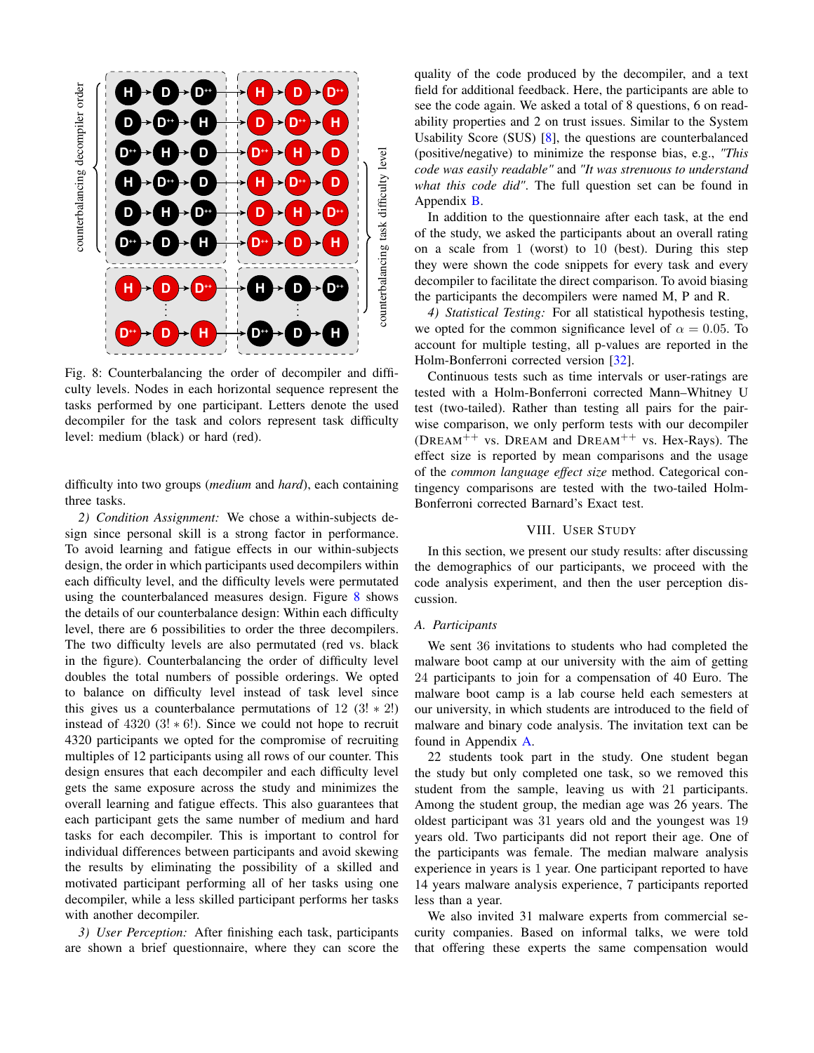Fig. 8: Counterbalancing the order of decompiler and difficulty levels. Nodes in each horizontal sequence represent the tasks performed by one participant. Letters denote the used decompiler for the task and colors represent task difficulty level: medium (black) or hard (red).

difficulty into two groups (*medium* and *hard*), each containing three tasks.

*2) Condition Assignment:* We chose a within-subjects design since personal skill is a strong factor in performance. To avoid learning and fatigue effects in our within-subjects design, the order in which participants used decompilers within each difficulty level, and the difficulty levels were permutated using the counterbalanced measures design. Figure 8 shows the details of our counterbalance design: Within each difficulty level, there are 6 possibilities to order the three decompilers. The two difficulty levels are also permutated (red vs. black in the figure). Counterbalancing the order of difficulty level doubles the total numbers of possible orderings. We opted to balance on difficulty level instead of task level since this gives us a counterbalance permutations of 12 $(3! * 2!)$ instead of 4320 $(3! * 6!)$. Since we could not hope to recruit 4320 participants we opted for the compromise of recruiting multiples of 12 participants using all rows of our counter. This design ensures that each decompiler and each difficulty level gets the same exposure across the study and minimizes the overall learning and fatigue effects. This also guarantees that each participant gets the same number of medium and hard tasks for each decompiler. This is important to control for individual differences between participants and avoid skewing the results by eliminating the possibility of a skilled and motivated participant performing all of her tasks using one decompiler, while a less skilled participant performs her tasks with another decompiler.

*3) User Perception:* After finishing each task, participants are shown a brief questionnaire, where they can score the quality of the code produced by the decompiler, and a text field for additional feedback. Here, the participants are able to see the code again. We asked a total of 8 questions, 6 on readability properties and 2 on trust issues. Similar to the System Usability Score (SUS) [8], the questions are counterbalanced (positive/negative) to minimize the response bias, e.g., *"This code was easily readable"* and *"It was strenuous to understand what this code did"*. The full question set can be found in Appendix B.

In addition to the questionnaire after each task, at the end of the study, we asked the participants about an overall rating on a scale from 1 (worst) to 10 (best). During this step they were shown the code snippets for every task and every decompiler to facilitate the direct comparison. To avoid biasing the participants the decompilers were named M, P and R.

*4) Statistical Testing:* For all statistical hypothesis testing, we opted for the common significance level of $\alpha = 0.05$. To account for multiple testing, all p-values are reported in the Holm-Bonferroni corrected version [32].

Continuous tests such as time intervals or user-ratings are tested with a Holm-Bonferroni corrected Mann–Whitney U test (two-tailed). Rather than testing all pairs for the pairwise comparison, we only perform tests with our decompiler (DREAM$^{++}$ vs. DREAM and DREAM$^{++}$ vs. Hex-Rays). The effect size is reported by mean comparisons and the usage of the *common language effect size* method. Categorical contingency comparisons are tested with the two-tailed Holm-Bonferroni corrected Barnard's Exact test.

## VIII. User Study

In this section, we present our study results: after discussing the demographics of our participants, we proceed with the code analysis experiment, and then the user perception discussion.

### A. Participants

We sent 36 invitations to students who had completed the malware boot camp at our university with the aim of getting 24 participants to join for a compensation of 40 Euro. The malware boot camp is a lab course held each semesters at our university, in which students are introduced to the field of malware and binary code analysis. The invitation text can be found in Appendix A.

22 students took part in the study. One student began the study but only completed one task, so we removed this student from the sample, leaving us with 21 participants. Among the student group, the median age was 26 years. The oldest participant was 31 years old and the youngest was 19 years old. Two participants did not report their age. One of the participants was female. The median malware analysis experience in years is 1 year. One participant reported to have 14 years malware analysis experience, 7 participants reported less than a year.

We also invited 31 malware experts from commercial security companies. Based on informal talks, we were told that offering these experts the same compensation would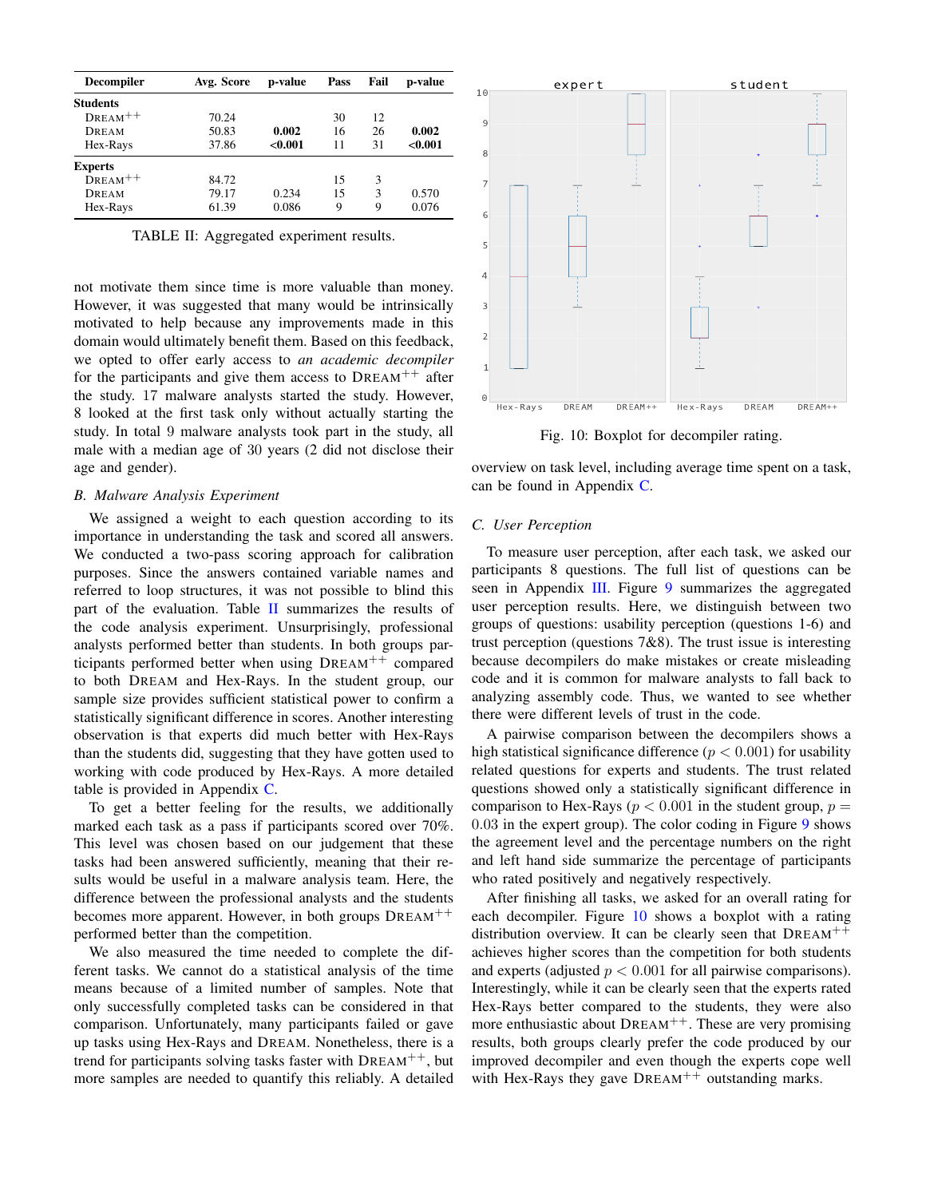| Decompiler | Avg. Score | p-value | Pass | Fail | p-value |
|---|---|---|---|---|---|
| **Students** | | | | | |
| DREAM$^{++}$ | 70.24 | | 30 | 12 | |
| DREAM | 50.83 | **0.002** | 16 | 26 | **0.002** |
| Hex-Rays | 37.86 | **<0.001** | 11 | 31 | **<0.001** |
| **Experts** | | | | | |
| DREAM$^{++}$ | 84.72 | | 15 | 3 | |
| DREAM | 79.17 | 0.234 | 15 | 3 | 0.570 |
| Hex-Rays | 61.39 | 0.086 | 9 | 9 | 0.076 |

TABLE II: Aggregated experiment results.

not motivate them since time is more valuable than money. However, it was suggested that many would be intrinsically motivated to help because any improvements made in this domain would ultimately benefit them. Based on this feedback, we opted to offer early access to *an academic decompiler* for the participants and give them access to DREAM$^{++}$ after the study. 17 malware analysts started the study. However, 8 looked at the first task only without actually starting the study. In total 9 malware analysts took part in the study, all male with a median age of 30 years (2 did not disclose their age and gender).

### B. Malware Analysis Experiment

We assigned a weight to each question according to its importance in understanding the task and scored all answers. We conducted a two-pass scoring approach for calibration purposes. Since the answers contained variable names and referred to loop structures, it was not possible to blind this part of the evaluation. Table II summarizes the results of the code analysis experiment. Unsurprisingly, professional analysts performed better than students. In both groups participants performed better when using DREAM$^{++}$ compared to both DREAM and Hex-Rays. In the student group, our sample size provides sufficient statistical power to confirm a statistically significant difference in scores. Another interesting observation is that experts did much better with Hex-Rays than the students did, suggesting that they have gotten used to working with code produced by Hex-Rays. A more detailed table is provided in Appendix C.

To get a better feeling for the results, we additionally marked each task as a pass if participants scored over 70%. This level was chosen based on our judgement that these tasks had been answered sufficiently, meaning that their results would be useful in a malware analysis team. Here, the difference between the professional analysts and the students becomes more apparent. However, in both groups DREAM$^{++}$ performed better than the competition.

We also measured the time needed to complete the different tasks. We cannot do a statistical analysis of the time means because of a limited number of samples. Note that only successfully completed tasks can be considered in that comparison. Unfortunately, many participants failed or gave up tasks using Hex-Rays and DREAM. Nonetheless, there is a trend for participants solving tasks faster with DREAM$^{++}$, but more samples are needed to quantify this reliably. A detailed overview on task level, including average time spent on a task, can be found in Appendix C.

Fig. 10: Boxplot for decompiler rating.

### C. User Perception

To measure user perception, after each task, we asked our participants 8 questions. The full list of questions can be seen in Appendix III. Figure 9 summarizes the aggregated user perception results. Here, we distinguish between two groups of questions: usability perception (questions 1-6) and trust perception (questions 7&8). The trust issue is interesting because decompilers do make mistakes or create misleading code and it is common for malware analysts to fall back to analyzing assembly code. Thus, we wanted to see whether there were different levels of trust in the code.

A pairwise comparison between the decompilers shows a high statistical significance difference ($p < 0.001$) for usability related questions for experts and students. The trust related questions showed only a statistically significant difference in comparison to Hex-Rays ($p < 0.001$ in the student group, $p = 0.03$ in the expert group). The color coding in Figure 9 shows the agreement level and the percentage numbers on the right and left hand side summarize the percentage of participants who rated positively and negatively respectively.

After finishing all tasks, we asked for an overall rating for each decompiler. Figure 10 shows a boxplot with a rating distribution overview. It can be clearly seen that DREAM$^{++}$ achieves higher scores than the competition for both students and experts (adjusted $p < 0.001$ for all pairwise comparisons). Interestingly, while it can be clearly seen that the experts rated Hex-Rays better compared to the students, they were also more enthusiastic about DREAM$^{++}$. These are very promising results, both groups clearly prefer the code produced by our improved decompiler and even though the experts cope well with Hex-Rays they gave DREAM$^{++}$ outstanding marks.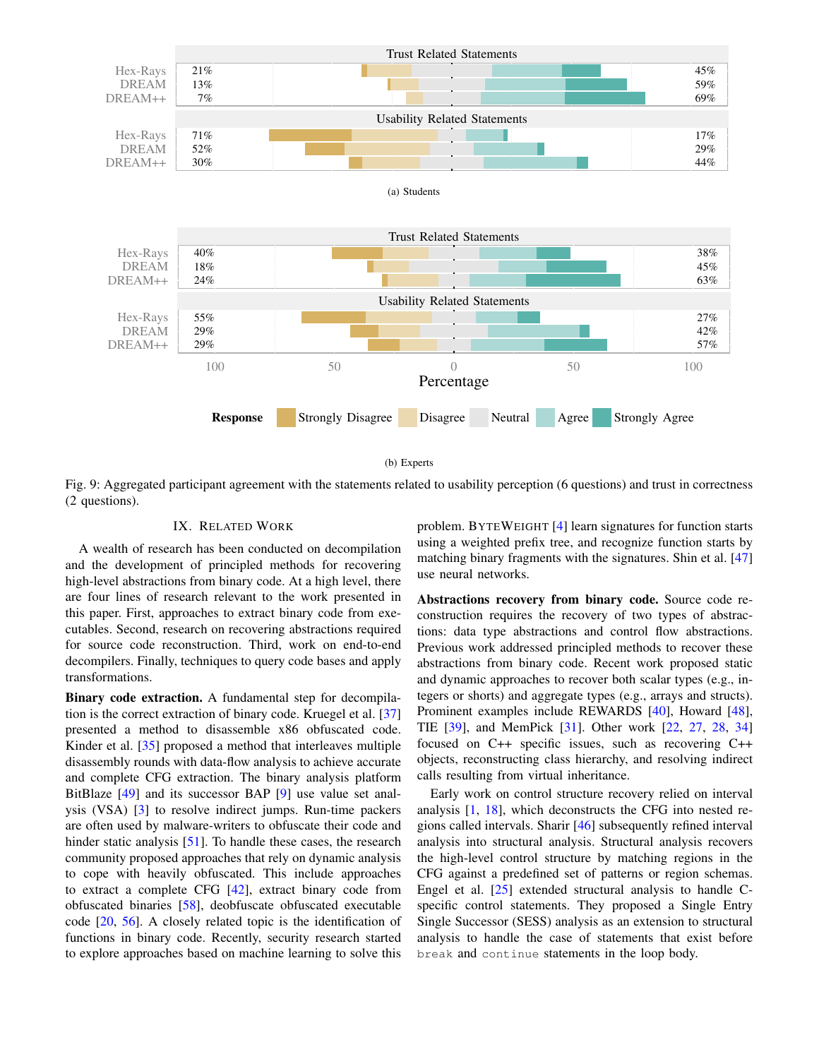| | Trust Related Statements | |
|---|---|---|
| Hex-Rays | 21% | 45% |
| DREAM | 13% | 59% |
| DREAM++ | 7% | 69% |

| | Usability Related Statements | |
|---|---|---|
| Hex-Rays | 71% | 17% |
| DREAM | 52% | 29% |
| DREAM++ | 30% | 44% |

(a) Students

| | Trust Related Statements | |
|---|---|---|
| Hex-Rays | 40% | 38% |
| DREAM | 18% | 45% |
| DREAM++ | 24% | 63% |

| | Usability Related Statements | |
|---|---|---|
| Hex-Rays | 55% | 27% |
| DREAM | 29% | 42% |
| DREAM++ | 29% | 57% |

Percentage (100, 50, 0, 50, 100)

**Response** Strongly Disagree, Disagree, Neutral, Agree, Strongly Agree

(b) Experts

Fig. 9: Aggregated participant agreement with the statements related to usability perception (6 questions) and trust in correctness (2 questions).

## IX. Related Work

A wealth of research has been conducted on decompilation and the development of principled methods for recovering high-level abstractions from binary code. At a high level, there are four lines of research relevant to the work presented in this paper. First, approaches to extract binary code from executables. Second, research on recovering abstractions required for source code reconstruction. Third, work on end-to-end decompilers. Finally, techniques to query code bases and apply transformations.

**Binary code extraction.** A fundamental step for decompilation is the correct extraction of binary code. Kruegel et al. [37] presented a method to disassemble x86 obfuscated code. Kinder et al. [35] proposed a method that interleaves multiple disassembly rounds with data-flow analysis to achieve accurate and complete CFG extraction. The binary analysis platform BitBlaze [49] and its successor BAP [9] use value set analysis (VSA) [3] to resolve indirect jumps. Run-time packers are often used by malware-writers to obfuscate their code and hinder static analysis [51]. To handle these cases, the research community proposed approaches that rely on dynamic analysis to cope with heavily obfuscated. This include approaches to extract a complete CFG [42], extract binary code from obfuscated binaries [58], deobfuscate obfuscated executable code [20, 56]. A closely related topic is the identification of functions in binary code. Recently, security research started to explore approaches based on machine learning to solve this problem. BYTEWEIGHT [4] learn signatures for function starts using a weighted prefix tree, and recognize function starts by matching binary fragments with the signatures. Shin et al. [47] use neural networks.

**Abstractions recovery from binary code.** Source code reconstruction requires the recovery of two types of abstractions: data type abstractions and control flow abstractions. Previous work addressed principled methods to recover these abstractions from binary code. Recent work proposed static and dynamic approaches to recover both scalar types (e.g., integers or shorts) and aggregate types (e.g., arrays and structs). Prominent examples include REWARDS [40], Howard [48], TIE [39], and MemPick [31]. Other work [22, 27, 28, 34] focused on C++ specific issues, such as recovering C++ objects, reconstructing class hierarchy, and resolving indirect calls resulting from virtual inheritance.

Early work on control structure recovery relied on interval analysis [1, 18], which deconstructs the CFG into nested regions called intervals. Sharir [46] subsequently refined interval analysis into structural analysis. Structural analysis recovers the high-level control structure by matching regions in the CFG against a predefined set of patterns or region schemas. Engel et al. [25] extended structural analysis to handle C-specific control statements. They proposed a Single Entry Single Successor (SESS) analysis as an extension to structural analysis to handle the case of statements that exist before `break` and `continue` statements in the loop body.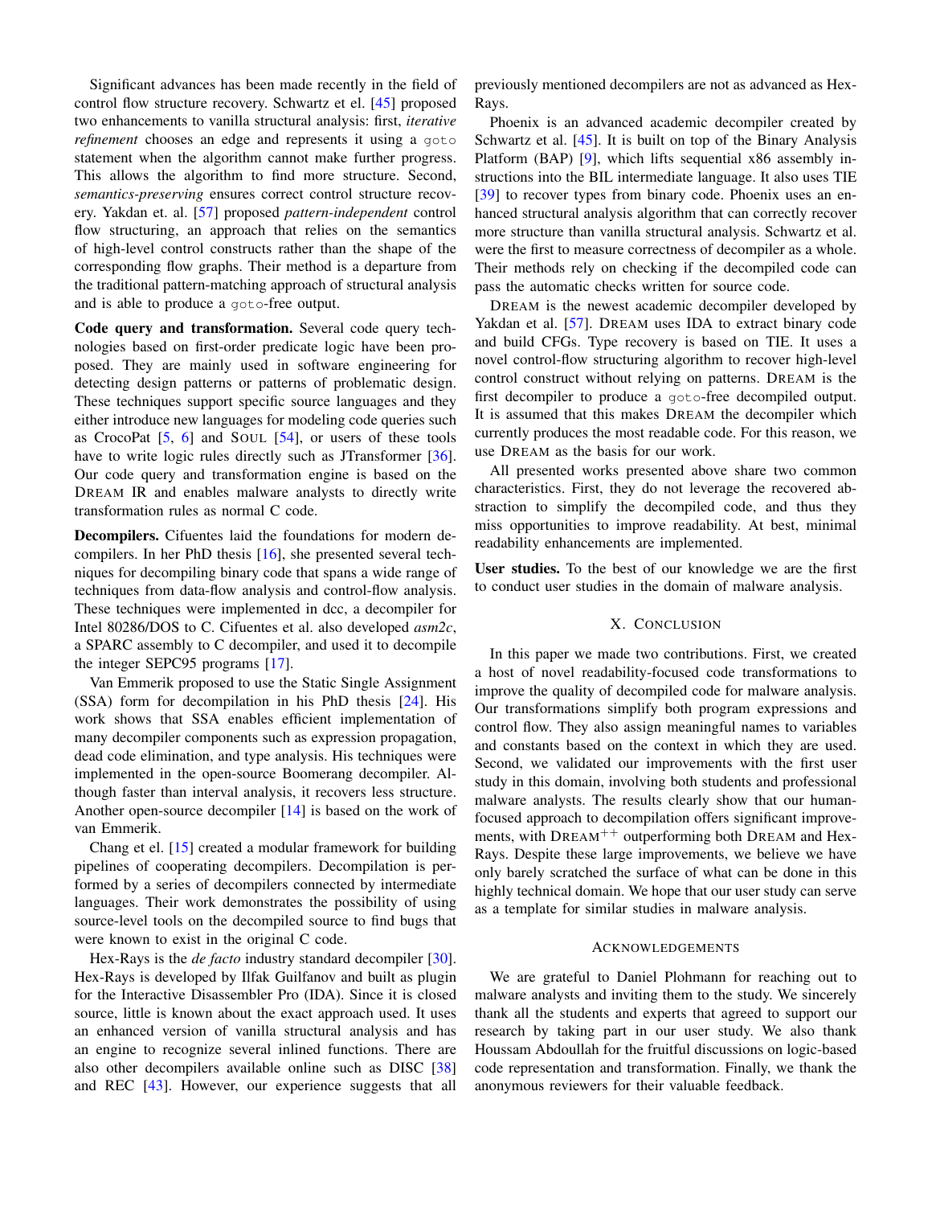Significant advances has been made recently in the field of control flow structure recovery. Schwartz et el. [45] proposed two enhancements to vanilla structural analysis: first, *iterative refinement* chooses an edge and represents it using a `goto` statement when the algorithm cannot make further progress. This allows the algorithm to find more structure. Second, *semantics-preserving* ensures correct control structure recovery. Yakdan et. al. [57] proposed *pattern-independent* control flow structuring, an approach that relies on the semantics of high-level control constructs rather than the shape of the corresponding flow graphs. Their method is a departure from the traditional pattern-matching approach of structural analysis and is able to produce a `goto`-free output.

**Code query and transformation.** Several code query technologies based on first-order predicate logic have been proposed. They are mainly used in software engineering for detecting design patterns or patterns of problematic design. These techniques support specific source languages and they either introduce new languages for modeling code queries such as CrocoPat [5, 6] and SOUL [54], or users of these tools have to write logic rules directly such as JTransformer [36]. Our code query and transformation engine is based on the DREAM IR and enables malware analysts to directly write transformation rules as normal C code.

**Decompilers.** Cifuentes laid the foundations for modern decompilers. In her PhD thesis [16], she presented several techniques for decompiling binary code that spans a wide range of techniques from data-flow analysis and control-flow analysis. These techniques were implemented in dcc, a decompiler for Intel 80286/DOS to C. Cifuentes et al. also developed *asm2c*, a SPARC assembly to C decompiler, and used it to decompile the integer SEPC95 programs [17].

Van Emmerik proposed to use the Static Single Assignment (SSA) form for decompilation in his PhD thesis [24]. His work shows that SSA enables efficient implementation of many decompiler components such as expression propagation, dead code elimination, and type analysis. His techniques were implemented in the open-source Boomerang decompiler. Although faster than interval analysis, it recovers less structure. Another open-source decompiler [14] is based on the work of van Emmerik.

Chang et el. [15] created a modular framework for building pipelines of cooperating decompilers. Decompilation is performed by a series of decompilers connected by intermediate languages. Their work demonstrates the possibility of using source-level tools on the decompiled source to find bugs that were known to exist in the original C code.

Hex-Rays is the *de facto* industry standard decompiler [30]. Hex-Rays is developed by Ilfak Guilfanov and built as plugin for the Interactive Disassembler Pro (IDA). Since it is closed source, little is known about the exact approach used. It uses an enhanced version of vanilla structural analysis and has an engine to recognize several inlined functions. There are also other decompilers available online such as DISC [38] and REC [43]. However, our experience suggests that all previously mentioned decompilers are not as advanced as Hex-Rays.

Phoenix is an advanced academic decompiler created by Schwartz et al. [45]. It is built on top of the Binary Analysis Platform (BAP) [9], which lifts sequential x86 assembly instructions into the BIL intermediate language. It also uses TIE [39] to recover types from binary code. Phoenix uses an enhanced structural analysis algorithm that can correctly recover more structure than vanilla structural analysis. Schwartz et al. were the first to measure correctness of decompiler as a whole. Their methods rely on checking if the decompiled code can pass the automatic checks written for source code.

DREAM is the newest academic decompiler developed by Yakdan et al. [57]. DREAM uses IDA to extract binary code and build CFGs. Type recovery is based on TIE. It uses a novel control-flow structuring algorithm to recover high-level control construct without relying on patterns. DREAM is the first decompiler to produce a `goto`-free decompiled output. It is assumed that this makes DREAM the decompiler which currently produces the most readable code. For this reason, we use DREAM as the basis for our work.

All presented works presented above share two common characteristics. First, they do not leverage the recovered abstraction to simplify the decompiled code, and thus they miss opportunities to improve readability. At best, minimal readability enhancements are implemented.

**User studies.** To the best of our knowledge we are the first to conduct user studies in the domain of malware analysis.

## X. CONCLUSION

In this paper we made two contributions. First, we created a host of novel readability-focused code transformations to improve the quality of decompiled code for malware analysis. Our transformations simplify both program expressions and control flow. They also assign meaningful names to variables and constants based on the context in which they are used. Second, we validated our improvements with the first user study in this domain, involving both students and professional malware analysts. The results clearly show that our human-focused approach to decompilation offers significant improvements, with DREAM$^{++}$ outperforming both DREAM and Hex-Rays. Despite these large improvements, we believe we have only barely scratched the surface of what can be done in this highly technical domain. We hope that our user study can serve as a template for similar studies in malware analysis.

## ACKNOWLEDGEMENTS

We are grateful to Daniel Plohmann for reaching out to malware analysts and inviting them to the study. We sincerely thank all the students and experts that agreed to support our research by taking part in our user study. We also thank Houssam Abdoullah for the fruitful discussions on logic-based code representation and transformation. Finally, we thank the anonymous reviewers for their valuable feedback.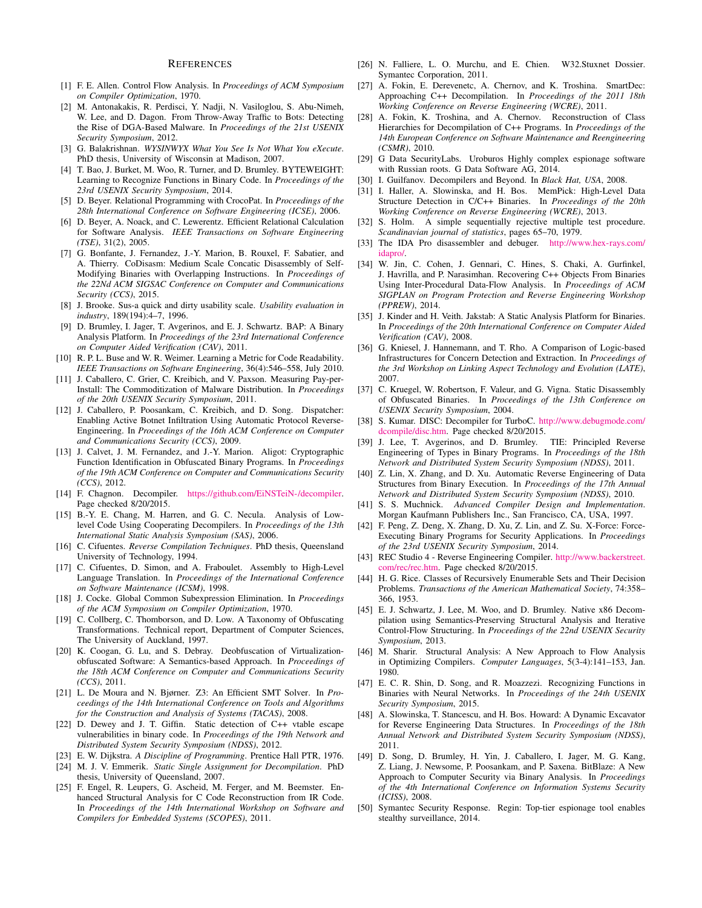## REFERENCES

[1] F. E. Allen. Control Flow Analysis. In *Proceedings of ACM Symposium on Compiler Optimization*, 1970.

[2] M. Antonakakis, R. Perdisci, Y. Nadji, N. Vasiloglou, S. Abu-Nimeh, W. Lee, and D. Dagon. From Throw-Away Traffic to Bots: Detecting the Rise of DGA-Based Malware. In *Proceedings of the 21st USENIX Security Symposium*, 2012.

[3] G. Balakrishnan. *WYSINWYX What You See Is Not What You eXecute*. PhD thesis, University of Wisconsin at Madison, 2007.

[4] T. Bao, J. Burket, M. Woo, R. Turner, and D. Brumley. BYTEWEIGHT: Learning to Recognize Functions in Binary Code. In *Proceedings of the 23rd USENIX Security Symposium*, 2014.

[5] D. Beyer. Relational Programming with CrocoPat. In *Proceedings of the 28th International Conference on Software Engineering (ICSE)*, 2006.

[6] D. Beyer, A. Noack, and C. Lewerentz. Efficient Relational Calculation for Software Analysis. *IEEE Transactions on Software Engineering (TSE)*, 31(2), 2005.

[7] G. Bonfante, J. Fernandez, J.-Y. Marion, B. Rouxel, F. Sabatier, and A. Thierry. CoDisasm: Medium Scale Concatic Disassembly of Self-Modifying Binaries with Overlapping Instructions. In *Proceedings of the 22Nd ACM SIGSAC Conference on Computer and Communications Security (CCS)*, 2015.

[8] J. Brooke. Sus-a quick and dirty usability scale. *Usability evaluation in industry*, 189(194):4–7, 1996.

[9] D. Brumley, I. Jager, T. Avgerinos, and E. J. Schwartz. BAP: A Binary Analysis Platform. In *Proceedings of the 23rd International Conference on Computer Aided Verification (CAV)*, 2011.

[10] R. P. L. Buse and W. R. Weimer. Learning a Metric for Code Readability. *IEEE Transactions on Software Engineering*, 36(4):546–558, July 2010.

[11] J. Caballero, C. Grier, C. Kreibich, and V. Paxson. Measuring Pay-per-Install: The Commoditization of Malware Distribution. In *Proceedings of the 20th USENIX Security Symposium*, 2011.

[12] J. Caballero, P. Poosankam, C. Kreibich, and D. Song. Dispatcher: Enabling Active Botnet Infiltration Using Automatic Protocol Reverse-Engineering. In *Proceedings of the 16th ACM Conference on Computer and Communications Security (CCS)*, 2009.

[13] J. Calvet, J. M. Fernandez, and J.-Y. Marion. Aligot: Cryptographic Function Identification in Obfuscated Binary Programs. In *Proceedings of the 19th ACM Conference on Computer and Communications Security (CCS)*, 2012.

[14] F. Chagnon. Decompiler. https://github.com/EiNSTeiN-/decompiler. Page checked 8/20/2015.

[15] B.-Y. E. Chang, M. Harren, and G. C. Necula. Analysis of Low-level Code Using Cooperating Decompilers. In *Proceedings of the 13th International Static Analysis Symposium (SAS)*, 2006.

[16] C. Cifuentes. *Reverse Compilation Techniques*. PhD thesis, Queensland University of Technology, 1994.

[17] C. Cifuentes, D. Simon, and A. Fraboulet. Assembly to High-Level Language Translation. In *Proceedings of the International Conference on Software Maintenance (ICSM)*, 1998.

[18] J. Cocke. Global Common Subexpression Elimination. In *Proceedings of the ACM Symposium on Compiler Optimization*, 1970.

[19] C. Collberg, C. Thomborson, and D. Low. A Taxonomy of Obfuscating Transformations. Technical report, Department of Computer Sciences, The University of Auckland, 1997.

[20] K. Coogan, G. Lu, and S. Debray. Deobfuscation of Virtualization-obfuscated Software: A Semantics-based Approach. In *Proceedings of the 18th ACM Conference on Computer and Communications Security (CCS)*, 2011.

[21] L. De Moura and N. Bjørner. Z3: An Efficient SMT Solver. In *Proceedings of the 14th International Conference on Tools and Algorithms for the Construction and Analysis of Systems (TACAS)*, 2008.

[22] D. Dewey and J. T. Giffin. Static detection of C++ vtable escape vulnerabilities in binary code. In *Proceedings of the 19th Network and Distributed System Security Symposium (NDSS)*, 2012.

[23] E. W. Dijkstra. *A Discipline of Programming*. Prentice Hall PTR, 1976.

[24] M. J. V. Emmerik. *Static Single Assignment for Decompilation*. PhD thesis, University of Queensland, 2007.

[25] F. Engel, R. Leupers, G. Ascheid, M. Ferger, and M. Beemster. Enhanced Structural Analysis for C Code Reconstruction from IR Code. In *Proceedings of the 14th International Workshop on Software and Compilers for Embedded Systems (SCOPES)*, 2011.

[26] N. Falliere, L. O. Murchu, and E. Chien. W32.Stuxnet Dossier. Symantec Corporation, 2011.

[27] A. Fokin, E. Derevenetc, A. Chernov, and K. Troshina. SmartDec: Approaching C++ Decompilation. In *Proceedings of the 2011 18th Working Conference on Reverse Engineering (WCRE)*, 2011.

[28] A. Fokin, K. Troshina, and A. Chernov. Reconstruction of Class Hierarchies for Decompilation of C++ Programs. In *Proceedings of the 14th European Conference on Software Maintenance and Reengineering (CSMR)*, 2010.

[29] G Data SecurityLabs. Uroburos Highly complex espionage software with Russian roots. G Data Software AG, 2014.

[30] I. Guilfanov. Decompilers and Beyond. In *Black Hat, USA*, 2008.

[31] I. Haller, A. Slowinska, and H. Bos. MemPick: High-Level Data Structure Detection in C/C++ Binaries. In *Proceedings of the 20th Working Conference on Reverse Engineering (WCRE)*, 2013.

[32] S. Holm. A simple sequentially rejective multiple test procedure. *Scandinavian journal of statistics*, pages 65–70, 1979.

[33] The IDA Pro disassembler and debuger. http://www.hex-rays.com/idapro/.

[34] W. Jin, C. Cohen, J. Gennari, C. Hines, S. Chaki, A. Gurfinkel, J. Havrilla, and P. Narasimhan. Recovering C++ Objects From Binaries Using Inter-Procedural Data-Flow Analysis. In *Proceedings of ACM SIGPLAN on Program Protection and Reverse Engineering Workshop (PPREW)*, 2014.

[35] J. Kinder and H. Veith. Jakstab: A Static Analysis Platform for Binaries. In *Proceedings of the 20th International Conference on Computer Aided Verification (CAV)*, 2008.

[36] G. Kniesel, J. Hannemann, and T. Rho. A Comparison of Logic-based Infrastructures for Concern Detection and Extraction. In *Proceedings of the 3rd Workshop on Linking Aspect Technology and Evolution (LATE)*, 2007.

[37] C. Kruegel, W. Robertson, F. Valeur, and G. Vigna. Static Disassembly of Obfuscated Binaries. In *Proceedings of the 13th Conference on USENIX Security Symposium*, 2004.

[38] S. Kumar. DISC: Decompiler for TurboC. http://www.debugmode.com/dcompile/disc.htm. Page checked 8/20/2015.

[39] J. Lee, T. Avgerinos, and D. Brumley. TIE: Principled Reverse Engineering of Types in Binary Programs. In *Proceedings of the 18th Network and Distributed System Security Symposium (NDSS)*, 2011.

[40] Z. Lin, X. Zhang, and D. Xu. Automatic Reverse Engineering of Data Structures from Binary Execution. In *Proceedings of the 17th Annual Network and Distributed System Security Symposium (NDSS)*, 2010.

[41] S. S. Muchnick. *Advanced Compiler Design and Implementation*. Morgan Kaufmann Publishers Inc., San Francisco, CA, USA, 1997.

[42] F. Peng, Z. Deng, X. Zhang, D. Xu, Z. Lin, and Z. Su. X-Force: Force-Executing Binary Programs for Security Applications. In *Proceedings of the 23rd USENIX Security Symposium*, 2014.

[43] REC Studio 4 - Reverse Engineering Compiler. http://www.backerstreet.com/rec/rec.htm. Page checked 8/20/2015.

[44] H. G. Rice. Classes of Recursively Enumerable Sets and Their Decision Problems. *Transactions of the American Mathematical Society*, 74:358–366, 1953.

[45] E. J. Schwartz, J. Lee, M. Woo, and D. Brumley. Native x86 Decompilation using Semantics-Preserving Structural Analysis and Iterative Control-Flow Structuring. In *Proceedings of the 22nd USENIX Security Symposium*, 2013.

[46] M. Sharir. Structural Analysis: A New Approach to Flow Analysis in Optimizing Compilers. *Computer Languages*, 5(3-4):141–153, Jan. 1980.

[47] E. C. R. Shin, D. Song, and R. Moazzezi. Recognizing Functions in Binaries with Neural Networks. In *Proceedings of the 24th USENIX Security Symposium*, 2015.

[48] A. Slowinska, T. Stancescu, and H. Bos. Howard: A Dynamic Excavator for Reverse Engineering Data Structures. In *Proceedings of the 18th Annual Network and Distributed System Security Symposium (NDSS)*, 2011.

[49] D. Song, D. Brumley, H. Yin, J. Caballero, I. Jager, M. G. Kang, Z. Liang, J. Newsome, P. Poosankam, and P. Saxena. BitBlaze: A New Approach to Computer Security via Binary Analysis. In *Proceedings of the 4th International Conference on Information Systems Security (ICISS)*, 2008.

[50] Symantec Security Response. Regin: Top-tier espionage tool enables stealthy surveillance, 2014.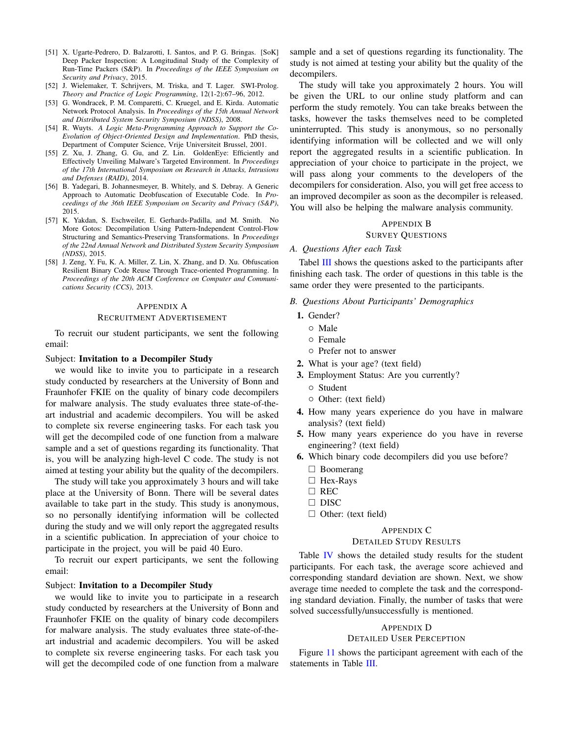[51] X. Ugarte-Pedrero, D. Balzarotti, I. Santos, and P. G. Bringas. [SoK] Deep Packer Inspection: A Longitudinal Study of the Complexity of Run-Time Packers (S&P). In *Proceedings of the IEEE Symposium on Security and Privacy*, 2015.

[52] J. Wielemaker, T. Schrijvers, M. Triska, and T. Lager. SWI-Prolog. *Theory and Practice of Logic Programming*, 12(1-2):67–96, 2012.

[53] G. Wondracek, P. M. Comparetti, C. Kruegel, and E. Kirda. Automatic Network Protocol Analysis. In *Proceedings of the 15th Annual Network and Distributed System Security Symposium (NDSS)*, 2008.

[54] R. Wuyts. *A Logic Meta-Programming Approach to Support the Co-Evolution of Object-Oriented Design and Implementation*. PhD thesis, Department of Computer Science, Vrije Universiteit Brussel, 2001.

[55] Z. Xu, J. Zhang, G. Gu, and Z. Lin. GoldenEye: Efficiently and Effectively Unveiling Malware's Targeted Environment. In *Proceedings of the 17th International Symposium on Research in Attacks, Intrusions and Defenses (RAID)*, 2014.

[56] B. Yadegari, B. Johannesmeyer, B. Whitely, and S. Debray. A Generic Approach to Automatic Deobfuscation of Executable Code. In *Proceedings of the 36th IEEE Symposium on Security and Privacy (S&P)*, 2015.

[57] K. Yakdan, S. Eschweiler, E. Gerhards-Padilla, and M. Smith. No More Gotos: Decompilation Using Pattern-Independent Control-Flow Structuring and Semantics-Preserving Transformations. In *Proceedings of the 22nd Annual Network and Distributed System Security Symposium (NDSS)*, 2015.

[58] J. Zeng, Y. Fu, K. A. Miller, Z. Lin, X. Zhang, and D. Xu. Obfuscation Resilient Binary Code Reuse Through Trace-oriented Programming. In *Proceedings of the 20th ACM Conference on Computer and Communications Security (CCS)*, 2013.

# Appendix A
# Recruitment Advertisement

To recruit our student participants, we sent the following email:

Subject: **Invitation to a Decompiler Study**

we would like to invite you to participate in a research study conducted by researchers at the University of Bonn and Fraunhofer FKIE on the quality of binary code decompilers for malware analysis. The study evaluates three state-of-the-art industrial and academic decompilers. You will be asked to complete six reverse engineering tasks. For each task you will get the decompiled code of one function from a malware sample and a set of questions regarding its functionality. That is, you will be analyzing high-level C code. The study is not aimed at testing your ability but the quality of the decompilers.

The study will take you approximately 3 hours and will take place at the University of Bonn. There will be several dates available to take part in the study. This study is anonymous, so no personally identifying information will be collected during the study and we will only report the aggregated results in a scientific publication. In appreciation of your choice to participate in the project, you will be paid 40 Euro.

To recruit our expert participants, we sent the following email:

Subject: **Invitation to a Decompiler Study**

we would like to invite you to participate in a research study conducted by researchers at the University of Bonn and Fraunhofer FKIE on the quality of binary code decompilers for malware analysis. The study evaluates three state-of-the-art industrial and academic decompilers. You will be asked to complete six reverse engineering tasks. For each task you will get the decompiled code of one function from a malware sample and a set of questions regarding its functionality. The study is not aimed at testing your ability but the quality of the decompilers.

The study will take you approximately 2 hours. You will be given the URL to our online study platform and can perform the study remotely. You can take breaks between the tasks, however the tasks themselves need to be completed uninterrupted. This study is anonymous, so no personally identifying information will be collected and we will only report the aggregated results in a scientific publication. In appreciation of your choice to participate in the project, we will pass along your comments to the developers of the decompilers for consideration. Also, you will get free access to an improved decompiler as soon as the decompiler is released. You will also be helping the malware analysis community.

# Appendix B
# Survey Questions

## A. Questions After each Task

Tabel III shows the questions asked to the participants after finishing each task. The order of questions in this table is the same order they were presented to the participants.

## B. Questions About Participants' Demographics

1. Gender?
   - ○ Male
   - ○ Female
   - ○ Prefer not to answer
2. What is your age? (text field)
3. Employment Status: Are you currently?
   - ○ Student
   - ○ Other: (text field)
4. How many years experience do you have in malware analysis? (text field)
5. How many years experience do you have in reverse engineering? (text field)
6. Which binary code decompilers did you use before?
   - ☐ Boomerang
   - ☐ Hex-Rays
   - ☐ REC
   - ☐ DISC
   - ☐ Other: (text field)

# Appendix C
# Detailed Study Results

Table IV shows the detailed study results for the student participants. For each task, the average score achieved and corresponding standard deviation are shown. Next, we show average time needed to complete the task and the corresponding standard deviation. Finally, the number of tasks that were solved successfully/unsuccessfully is mentioned.

# Appendix D
# Detailed User Perception

Figure 11 shows the participant agreement with each of the statements in Table III.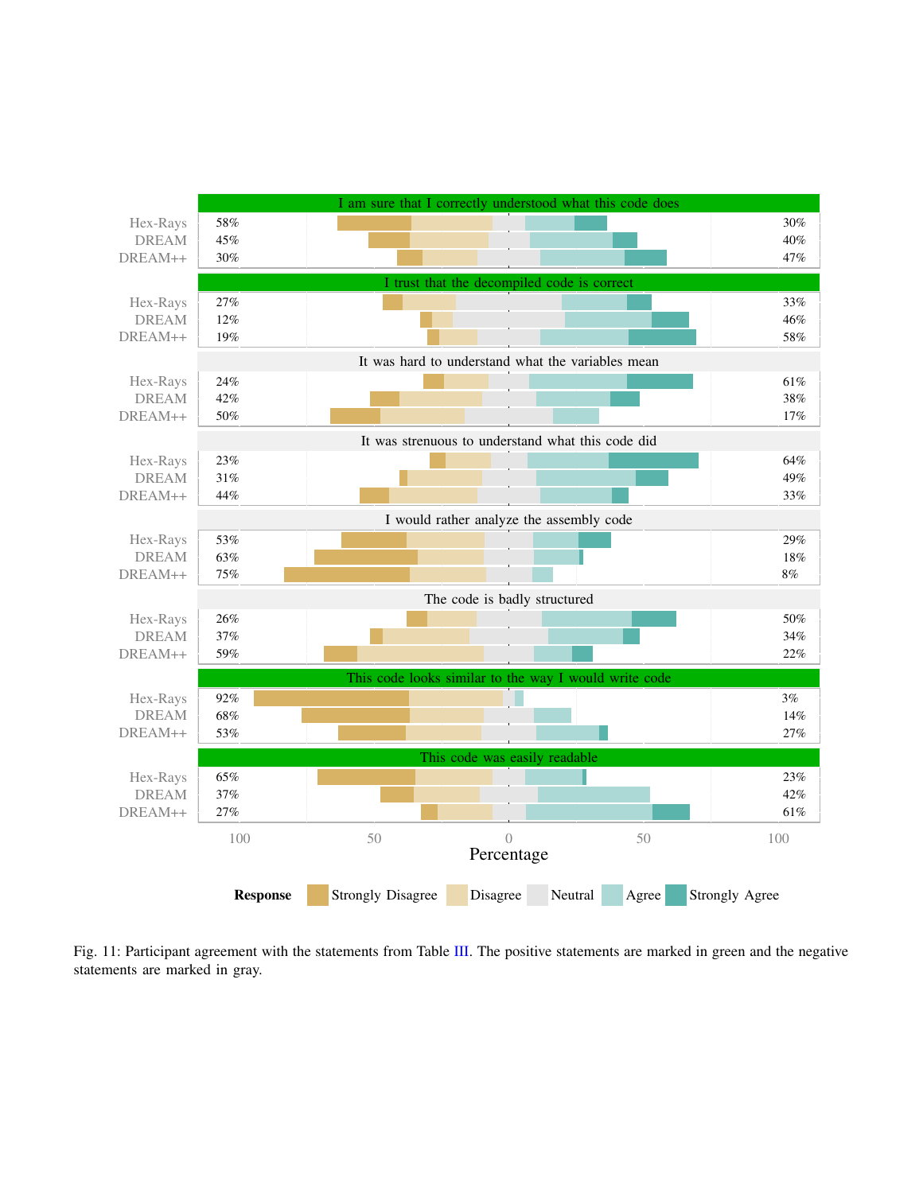| Statement | Decompiler | Disagree (%) | Agree (%) |
|---|---|---|---|
| I am sure that I correctly understood what this code does | Hex-Rays | 58% | 30% |
| | DREAM | 45% | 40% |
| | DREAM++ | 30% | 47% |
| I trust that the decompiled code is correct | Hex-Rays | 27% | 33% |
| | DREAM | 12% | 46% |
| | DREAM++ | 19% | 58% |
| It was hard to understand what the variables mean | Hex-Rays | 24% | 61% |
| | DREAM | 42% | 38% |
| | DREAM++ | 50% | 17% |
| It was strenuous to understand what this code did | Hex-Rays | 23% | 64% |
| | DREAM | 31% | 49% |
| | DREAM++ | 44% | 33% |
| I would rather analyze the assembly code | Hex-Rays | 53% | 29% |
| | DREAM | 63% | 18% |
| | DREAM++ | 75% | 8% |
| The code is badly structured | Hex-Rays | 26% | 50% |
| | DREAM | 37% | 34% |
| | DREAM++ | 59% | 22% |
| This code looks similar to the way I would write code | Hex-Rays | 92% | 3% |
| | DREAM | 68% | 14% |
| | DREAM++ | 53% | 27% |
| This code was easily readable | Hex-Rays | 65% | 23% |
| | DREAM | 37% | 42% |
| | DREAM++ | 27% | 61% |

Percentage

Response: Strongly Disagree, Disagree, Neutral, Agree, Strongly Agree

Fig. 11: Participant agreement with the statements from Table III. The positive statements are marked in green and the negative statements are marked in gray.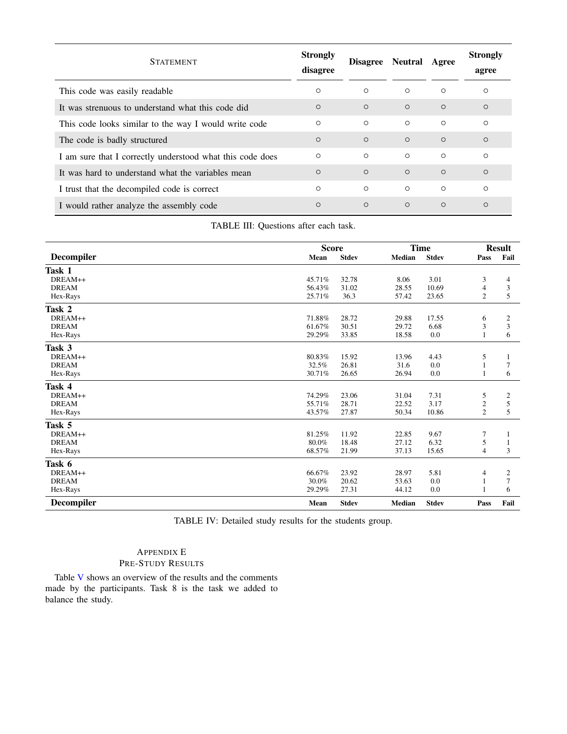| Statement | Strongly disagree | Disagree | Neutral | Agree | Strongly agree |
|---|---|---|---|---|---|
| This code was easily readable | ○ | ○ | ○ | ○ | ○ |
| It was strenuous to understand what this code did | ○ | ○ | ○ | ○ | ○ |
| This code looks similar to the way I would write code | ○ | ○ | ○ | ○ | ○ |
| The code is badly structured | ○ | ○ | ○ | ○ | ○ |
| I am sure that I correctly understood what this code does | ○ | ○ | ○ | ○ | ○ |
| It was hard to understand what the variables mean | ○ | ○ | ○ | ○ | ○ |
| I trust that the decompiled code is correct | ○ | ○ | ○ | ○ | ○ |
| I would rather analyze the assembly code | ○ | ○ | ○ | ○ | ○ |

TABLE III: Questions after each task.

| Decompiler | Score | | Time | | Result | |
|---|---|---|---|---|---|---|
| | Mean | Stdev | Median | Stdev | Pass | Fail |
| **Task 1** | | | | | | |
| DREAM++ | 45.71% | 32.78 | 8.06 | 3.01 | 3 | 4 |
| DREAM | 56.43% | 31.02 | 28.55 | 10.69 | 4 | 3 |
| Hex-Rays | 25.71% | 36.3 | 57.42 | 23.65 | 2 | 5 |
| **Task 2** | | | | | | |
| DREAM++ | 71.88% | 28.72 | 29.88 | 17.55 | 6 | 2 |
| DREAM | 61.67% | 30.51 | 29.72 | 6.68 | 3 | 3 |
| Hex-Rays | 29.29% | 33.85 | 18.58 | 0.0 | 1 | 6 |
| **Task 3** | | | | | | |
| DREAM++ | 80.83% | 15.92 | 13.96 | 4.43 | 5 | 1 |
| DREAM | 32.5% | 26.81 | 31.6 | 0.0 | 1 | 7 |
| Hex-Rays | 30.71% | 26.65 | 26.94 | 0.0 | 1 | 6 |
| **Task 4** | | | | | | |
| DREAM++ | 74.29% | 23.06 | 31.04 | 7.31 | 5 | 2 |
| DREAM | 55.71% | 28.71 | 22.52 | 3.17 | 2 | 5 |
| Hex-Rays | 43.57% | 27.87 | 50.34 | 10.86 | 2 | 5 |
| **Task 5** | | | | | | |
| DREAM++ | 81.25% | 11.92 | 22.85 | 9.67 | 7 | 1 |
| DREAM | 80.0% | 18.48 | 27.12 | 6.32 | 5 | 1 |
| Hex-Rays | 68.57% | 21.99 | 37.13 | 15.65 | 4 | 3 |
| **Task 6** | | | | | | |
| DREAM++ | 66.67% | 23.92 | 28.97 | 5.81 | 4 | 2 |
| DREAM | 30.0% | 20.62 | 53.63 | 0.0 | 1 | 7 |
| Hex-Rays | 29.29% | 27.31 | 44.12 | 0.0 | 1 | 6 |
| **Decompiler** | **Mean** | **Stdev** | **Median** | **Stdev** | **Pass** | **Fail** |

TABLE IV: Detailed study results for the students group.

## Appendix E
## Pre-Study Results

Table V shows an overview of the results and the comments made by the participants. Task 8 is the task we added to balance the study.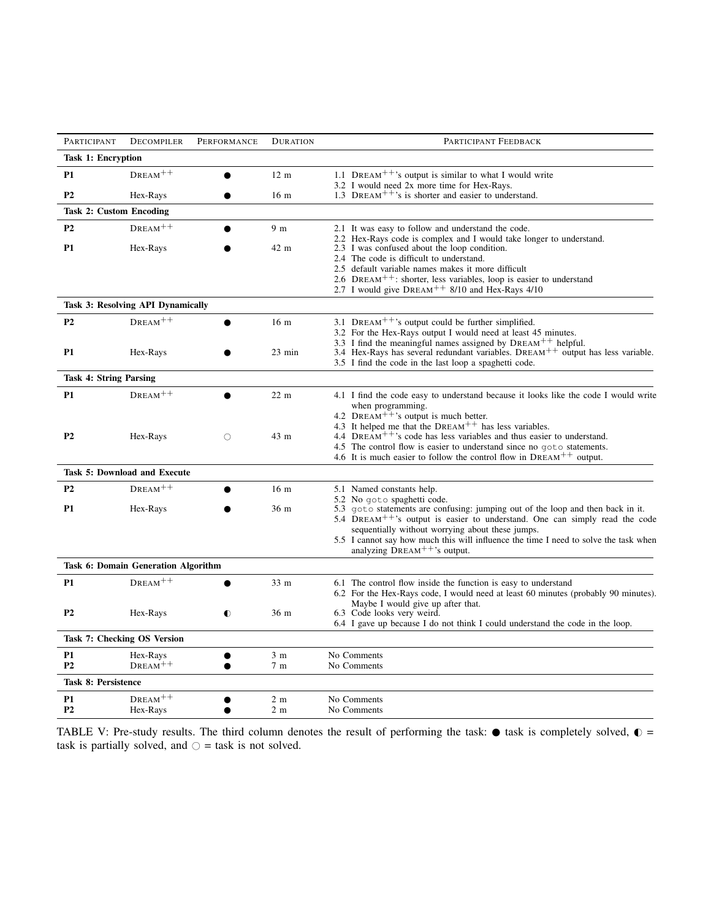| Participant | Decompiler | Performance | Duration | Participant Feedback |
|---|---|---|---|---|
| **Task 1: Encryption** | | | | |
| **P1** | DREAM$^{++}$ | ● | 12 m | 1.1 DREAM$^{++}$'s output is similar to what I would write |
| | | | | 3.2 I would need 2x more time for Hex-Rays. |
| **P2** | Hex-Rays | ● | 16 m | 1.3 DREAM$^{++}$'s is shorter and easier to understand. |
| **Task 2: Custom Encoding** | | | | |
| **P2** | DREAM$^{++}$ | ● | 9 m | 2.1 It was easy to follow and understand the code. |
| | | | | 2.2 Hex-Rays code is complex and I would take longer to understand. |
| **P1** | Hex-Rays | ● | 42 m | 2.3 I was confused about the loop condition. |
| | | | | 2.4 The code is difficult to understand. |
| | | | | 2.5 default variable names makes it more difficult |
| | | | | 2.6 DREAM$^{++}$: shorter, less variables, loop is easier to understand |
| | | | | 2.7 I would give DREAM$^{++}$ 8/10 and Hex-Rays 4/10 |
| **Task 3: Resolving API Dynamically** | | | | |
| **P2** | DREAM$^{++}$ | ● | 16 m | 3.1 DREAM$^{++}$'s output could be further simplified. |
| | | | | 3.2 For the Hex-Rays output I would need at least 45 minutes. |
| | | | | 3.3 I find the meaningful names assigned by DREAM$^{++}$ helpful. |
| **P1** | Hex-Rays | ● | 23 min | 3.4 Hex-Rays has several redundant variables. DREAM$^{++}$ output has less variable. |
| | | | | 3.5 I find the code in the last loop a spaghetti code. |
| **Task 4: String Parsing** | | | | |
| **P1** | DREAM$^{++}$ | ● | 22 m | 4.1 I find the code easy to understand because it looks like the code I would write when programming. |
| | | | | 4.2 DREAM$^{++}$'s output is much better. |
| | | | | 4.3 It helped me that the DREAM$^{++}$ has less variables. |
| **P2** | Hex-Rays | ○ | 43 m | 4.4 DREAM$^{++}$'s code has less variables and thus easier to understand. |
| | | | | 4.5 The control flow is easier to understand since no `goto` statements. |
| | | | | 4.6 It is much easier to follow the control flow in DREAM$^{++}$ output. |
| **Task 5: Download and Execute** | | | | |
| **P2** | DREAM$^{++}$ | ● | 16 m | 5.1 Named constants help. |
| | | | | 5.2 No `goto` spaghetti code. |
| **P1** | Hex-Rays | ● | 36 m | 5.3 `goto` statements are confusing: jumping out of the loop and then back in it. |
| | | | | 5.4 DREAM$^{++}$'s output is easier to understand. One can simply read the code sequentially without worrying about these jumps. |
| | | | | 5.5 I cannot say how much this will influence the time I need to solve the task when analyzing DREAM$^{++}$'s output. |
| **Task 6: Domain Generation Algorithm** | | | | |
| **P1** | DREAM$^{++}$ | ● | 33 m | 6.1 The control flow inside the function is easy to understand |
| | | | | 6.2 For the Hex-Rays code, I would need at least 60 minutes (probably 90 minutes). Maybe I would give up after that. |
| **P2** | Hex-Rays | ◐ | 36 m | 6.3 Code looks very weird. |
| | | | | 6.4 I gave up because I do not think I could understand the code in the loop. |
| **Task 7: Checking OS Version** | | | | |
| **P1** | Hex-Rays | ● | 3 m | No Comments |
| **P2** | DREAM$^{++}$ | ● | 7 m | No Comments |
| **Task 8: Persistence** | | | | |
| **P1** | DREAM$^{++}$ | ● | 2 m | No Comments |
| **P2** | Hex-Rays | ● | 2 m | No Comments |

TABLE V: Pre-study results. The third column denotes the result of performing the task: ● task is completely solved, ◐ = task is partially solved, and ○ = task is not solved.